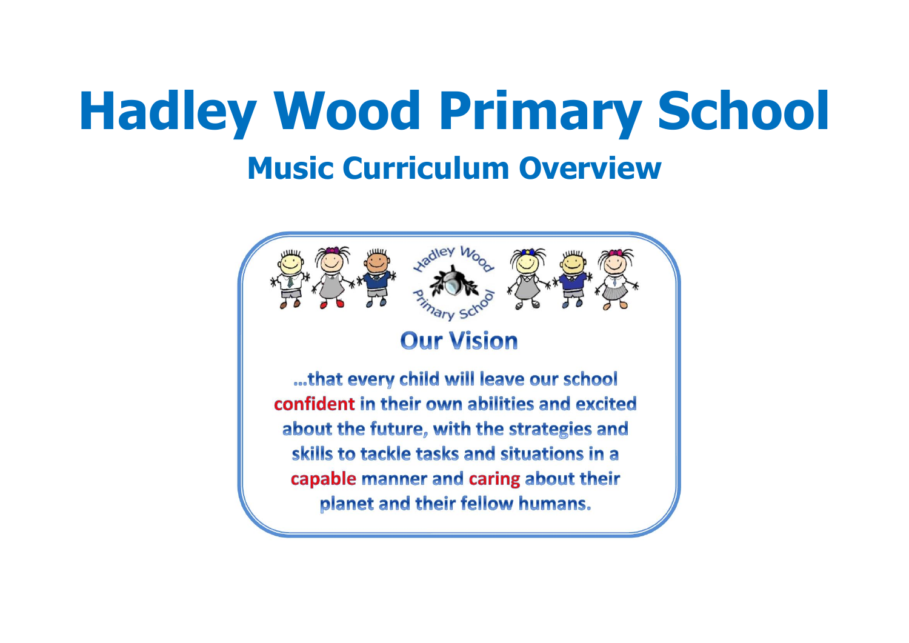# Hadley Wood Primary School

## Music Curriculum Overview

Hadley Wood Primary School

### Our Vision

...that every child will leave our school **confident** in their own abilities and excited about the future, with the strategies and skills to tackle tasks and situations in a **capable** manner and **caring** about their planet and their fellow humans.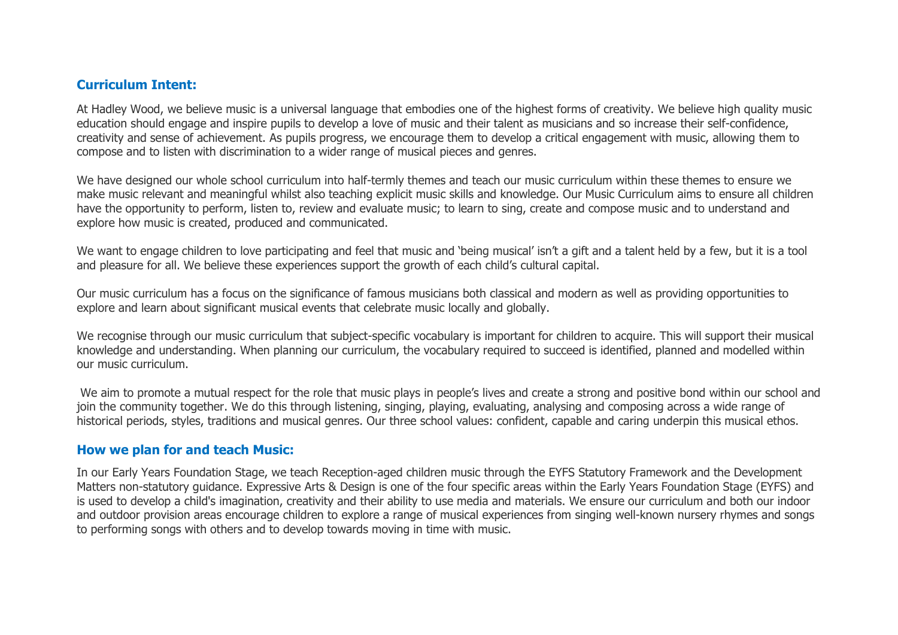## Curriculum Intent:

At Hadley Wood, we believe music is a universal language that embodies one of the highest forms of creativity. We believe high quality music education should engage and inspire pupils to develop a love of music and their talent as musicians and so increase their self-confidence, creativity and sense of achievement. As pupils progress, we encourage them to develop a critical engagement with music, allowing them to compose and to listen with discrimination to a wider range of musical pieces and genres.

We have designed our whole school curriculum into half-termly themes and teach our music curriculum within these themes to ensure we make music relevant and meaningful whilst also teaching explicit music skills and knowledge. Our Music Curriculum aims to ensure all children have the opportunity to perform, listen to, review and evaluate music; to learn to sing, create and compose music and to understand and explore how music is created, produced and communicated.

We want to engage children to love participating and feel that music and 'being musical' isn't a gift and a talent held by a few, but it is a tool and pleasure for all. We believe these experiences support the growth of each child's cultural capital.

Our music curriculum has a focus on the significance of famous musicians both classical and modern as well as providing opportunities to explore and learn about significant musical events that celebrate music locally and globally.

We recognise through our music curriculum that subject-specific vocabulary is important for children to acquire. This will support their musical knowledge and understanding. When planning our curriculum, the vocabulary required to succeed is identified, planned and modelled within our music curriculum.

We aim to promote a mutual respect for the role that music plays in people's lives and create a strong and positive bond within our school and join the community together. We do this through listening, singing, playing, evaluating, analysing and composing across a wide range of historical periods, styles, traditions and musical genres. Our three school values: confident, capable and caring underpin this musical ethos.

## How we plan for and teach Music:

In our Early Years Foundation Stage, we teach Reception-aged children music through the EYFS Statutory Framework and the Development Matters non-statutory guidance. Expressive Arts & Design is one of the four specific areas within the Early Years Foundation Stage (EYFS) and is used to develop a child's imagination, creativity and their ability to use media and materials. We ensure our curriculum and both our indoor and outdoor provision areas encourage children to explore a range of musical experiences from singing well-known nursery rhymes and songs to performing songs with others and to develop towards moving in time with music.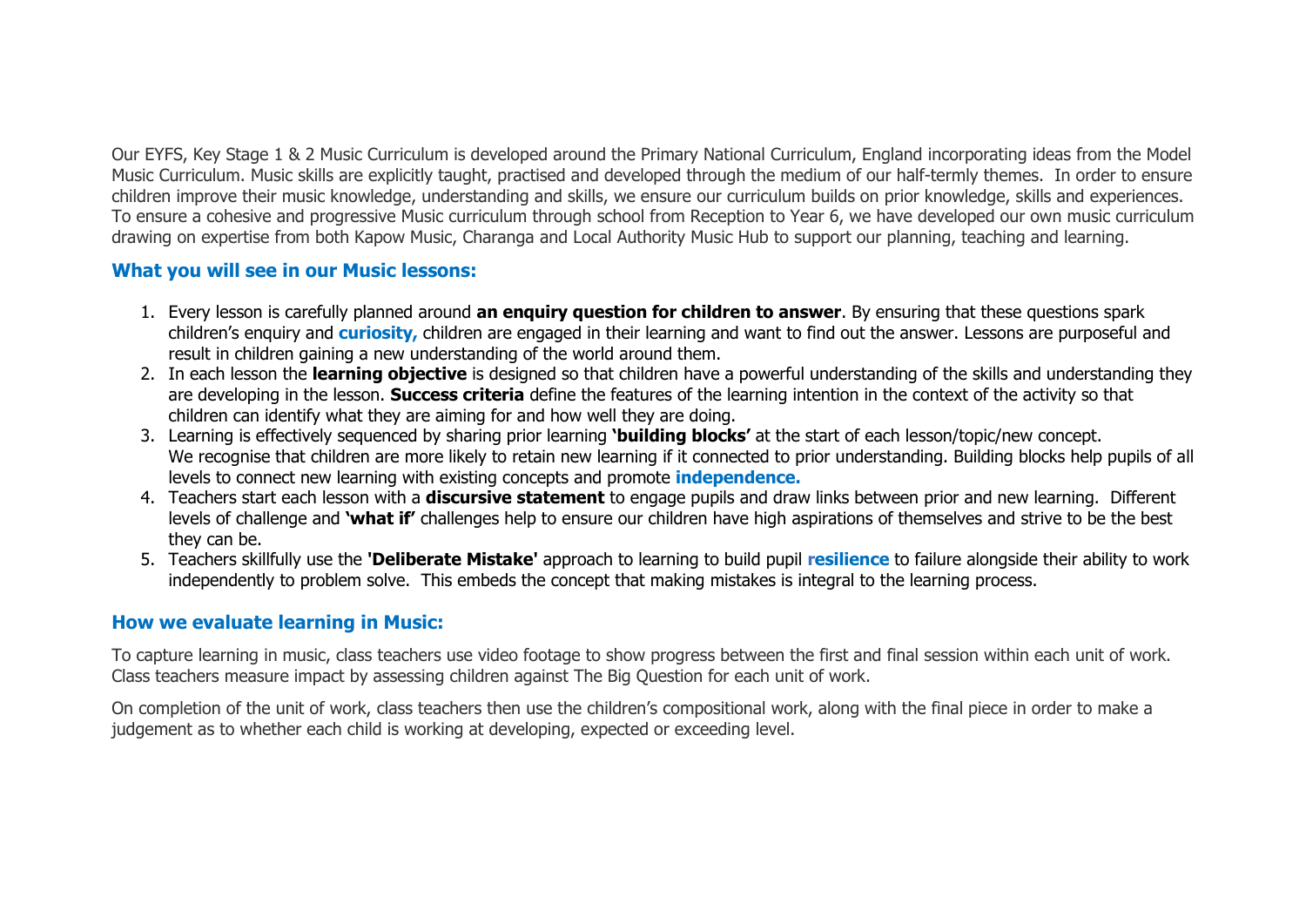Our EYFS, Key Stage 1 & 2 Music Curriculum is developed around the Primary National Curriculum, England incorporating ideas from the Model Music Curriculum. Music skills are explicitly taught, practised and developed through the medium of our half-termly themes. In order to ensure children improve their music knowledge, understanding and skills, we ensure our curriculum builds on prior knowledge, skills and experiences. To ensure a cohesive and progressive Music curriculum through school from Reception to Year 6, we have developed our own music curriculum drawing on expertise from both Kapow Music, Charanga and Local Authority Music Hub to support our planning, teaching and learning.

## What you will see in our Music lessons:

1. Every lesson is carefully planned around **an enquiry question for children to answer**. By ensuring that these questions spark children's enquiry and **curiosity,** children are engaged in their learning and want to find out the answer. Lessons are purposeful and result in children gaining a new understanding of the world around them.
2. In each lesson the **learning objective** is designed so that children have a powerful understanding of the skills and understanding they are developing in the lesson. **Success criteria** define the features of the learning intention in the context of the activity so that children can identify what they are aiming for and how well they are doing.
3. Learning is effectively sequenced by sharing prior learning **'building blocks'** at the start of each lesson/topic/new concept. We recognise that children are more likely to retain new learning if it connected to prior understanding. Building blocks help pupils of all levels to connect new learning with existing concepts and promote **independence.**
4. Teachers start each lesson with a **discursive statement** to engage pupils and draw links between prior and new learning. Different levels of challenge and **'what if'** challenges help to ensure our children have high aspirations of themselves and strive to be the best they can be.
5. Teachers skillfully use the **'Deliberate Mistake'** approach to learning to build pupil **resilience** to failure alongside their ability to work independently to problem solve. This embeds the concept that making mistakes is integral to the learning process.

## How we evaluate learning in Music:

To capture learning in music, class teachers use video footage to show progress between the first and final session within each unit of work. Class teachers measure impact by assessing children against The Big Question for each unit of work.

On completion of the unit of work, class teachers then use the children's compositional work, along with the final piece in order to make a judgement as to whether each child is working at developing, expected or exceeding level.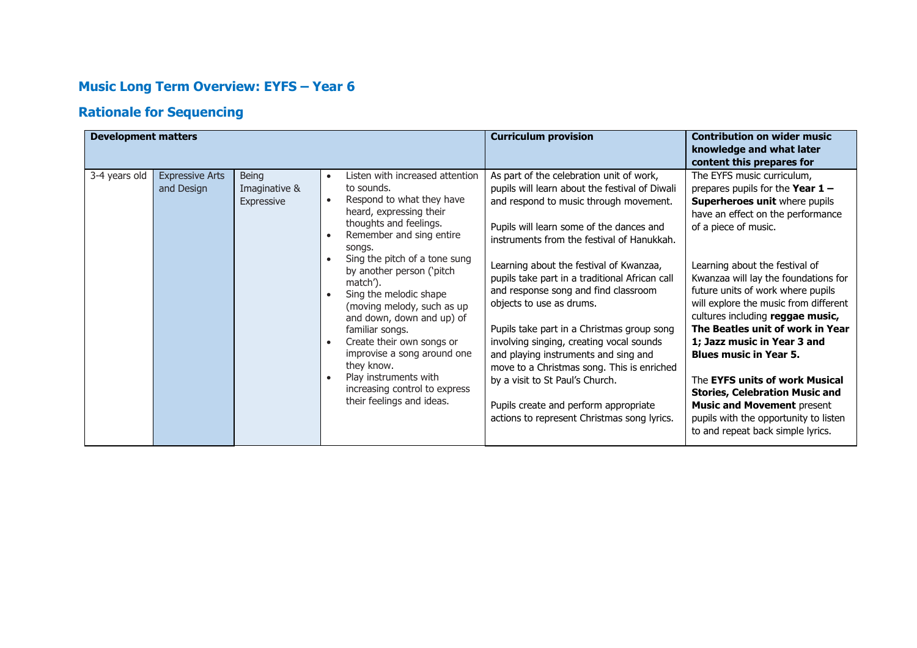## Music Long Term Overview: EYFS – Year 6

## Rationale for Sequencing

| Development matters | | | | Curriculum provision | Contribution on wider music knowledge and what later content this prepares for |
|---|---|---|---|---|---|
| 3-4 years old | Expressive Arts and Design | Being Imaginative & Expressive | <ul><li>Listen with increased attention to sounds.</li><li>Respond to what they have heard, expressing their thoughts and feelings.</li><li>Remember and sing entire songs.</li><li>Sing the pitch of a tone sung by another person ('pitch match').</li><li>Sing the melodic shape (moving melody, such as up and down, down and up) of familiar songs.</li><li>Create their own songs or improvise a song around one they know.</li><li>Play instruments with increasing control to express their feelings and ideas.</li></ul> | As part of the celebration unit of work, pupils will learn about the festival of Diwali and respond to music through movement.<br><br>Pupils will learn some of the dances and instruments from the festival of Hanukkah.<br><br>Learning about the festival of Kwanzaa, pupils take part in a traditional African call and response song and find classroom objects to use as drums.<br><br>Pupils take part in a Christmas group song involving singing, creating vocal sounds and playing instruments and sing and move to a Christmas song. This is enriched by a visit to St Paul's Church.<br><br>Pupils create and perform appropriate actions to represent Christmas song lyrics. | The EYFS music curriculum, prepares pupils for the **Year 1 – Superheroes unit** where pupils have an effect on the performance of a piece of music.<br><br>Learning about the festival of Kwanzaa will lay the foundations for future units of work where pupils will explore the music from different cultures including **reggae music, The Beatles unit of work in Year 1; Jazz music in Year 3 and Blues music in Year 5.**<br><br>The **EYFS units of work Musical Stories, Celebration Music and Music and Movement** present pupils with the opportunity to listen to and repeat back simple lyrics. |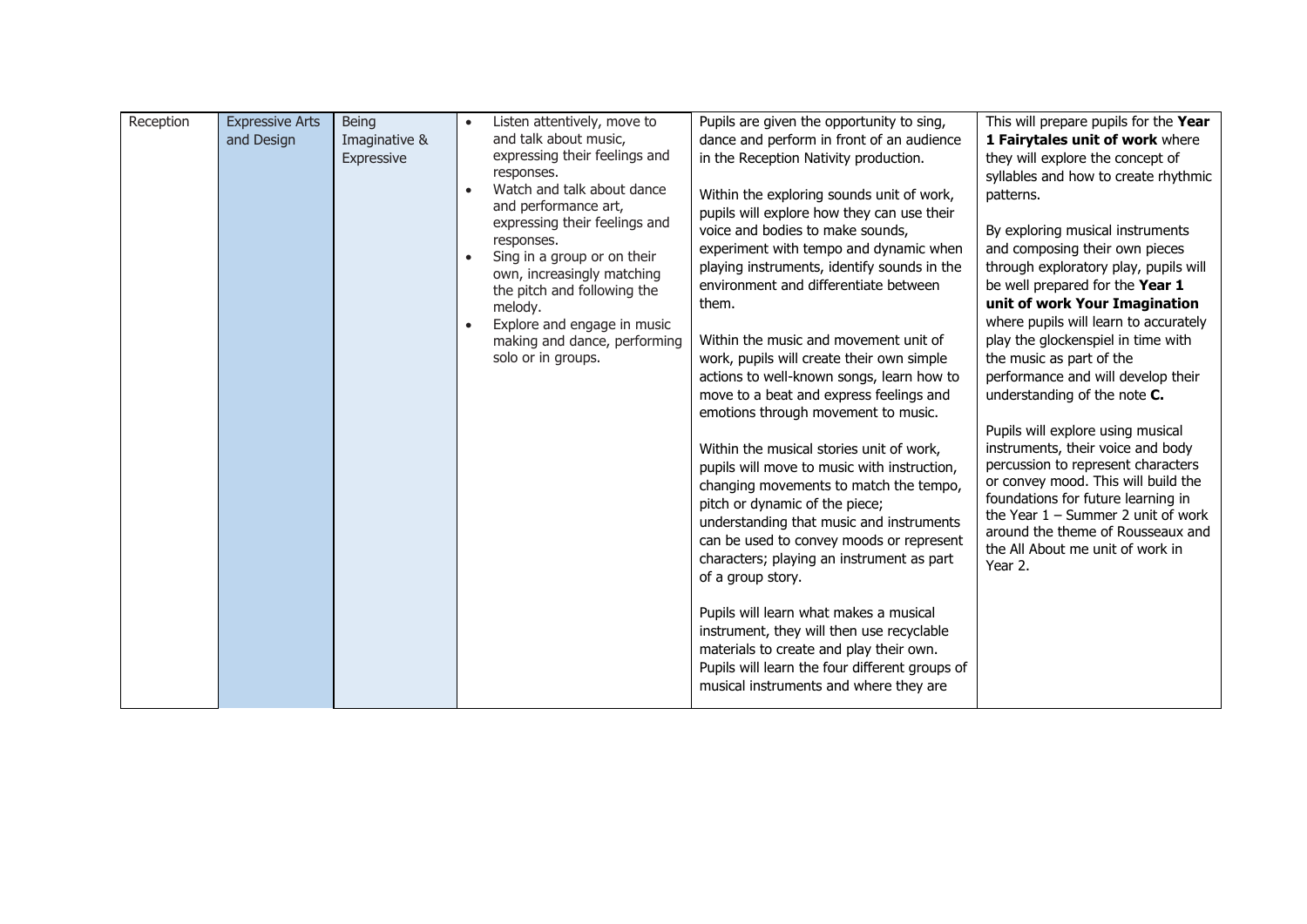| Reception | Expressive Arts and Design | Being Imaginative & Expressive | <ul><li>Listen attentively, move to and talk about music, expressing their feelings and responses.</li><li>Watch and talk about dance and performance art, expressing their feelings and responses.</li><li>Sing in a group or on their own, increasingly matching the pitch and following the melody.</li><li>Explore and engage in music making and dance, performing solo or in groups.</li></ul> | Pupils are given the opportunity to sing, dance and perform in front of an audience in the Reception Nativity production.<br><br>Within the exploring sounds unit of work, pupils will explore how they can use their voice and bodies to make sounds, experiment with tempo and dynamic when playing instruments, identify sounds in the environment and differentiate between them.<br><br>Within the music and movement unit of work, pupils will create their own simple actions to well-known songs, learn how to move to a beat and express feelings and emotions through movement to music.<br><br>Within the musical stories unit of work, pupils will move to music with instruction, changing movements to match the tempo, pitch or dynamic of the piece; understanding that music and instruments can be used to convey moods or represent characters; playing an instrument as part of a group story.<br><br>Pupils will learn what makes a musical instrument, they will then use recyclable materials to create and play their own. Pupils will learn the four different groups of musical instruments and where they are | This will prepare pupils for the **Year 1 Fairytales unit of work** where they will explore the concept of syllables and how to create rhythmic patterns.<br><br>By exploring musical instruments and composing their own pieces through exploratory play, pupils will be well prepared for the **Year 1 unit of work Your Imagination** where pupils will learn to accurately play the glockenspiel in time with the music as part of the performance and will develop their understanding of the note **C.**<br><br>Pupils will explore using musical instruments, their voice and body percussion to represent characters or convey mood. This will build the foundations for future learning in the Year 1 – Summer 2 unit of work around the theme of Rousseaux and the All About me unit of work in Year 2. |
|---|---|---|---|---|---|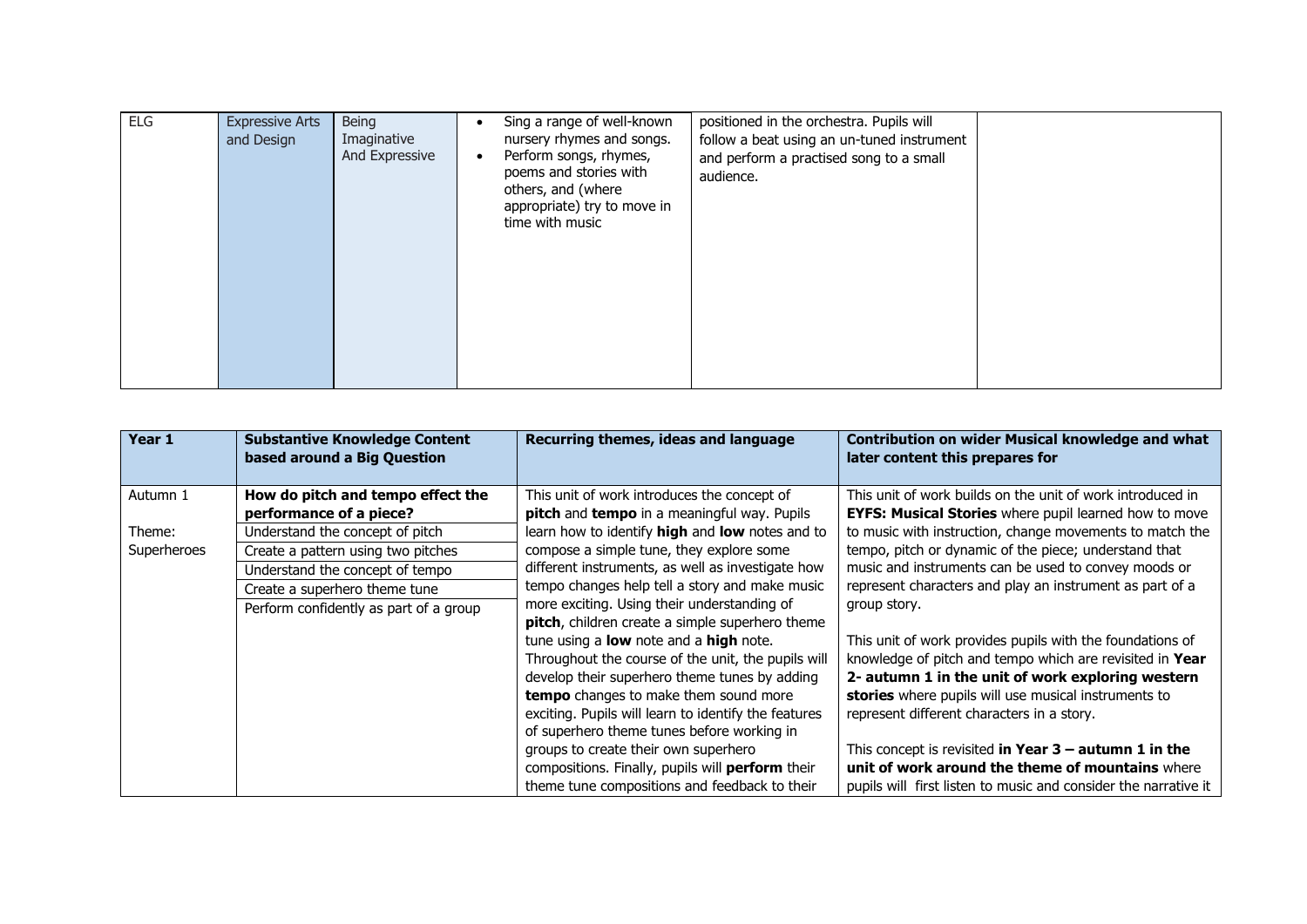| ELG | Expressive Arts and Design | Being Imaginative And Expressive | • Sing a range of well-known nursery rhymes and songs.<br>• Perform songs, rhymes, poems and stories with others, and (where appropriate) try to move in time with music | positioned in the orchestra. Pupils will follow a beat using an un-tuned instrument and perform a practised song to a small audience. | |
|---|---|---|---|---|---|

| Year 1 | Substantive Knowledge Content based around a Big Question | Recurring themes, ideas and language | Contribution on wider Musical knowledge and what later content this prepares for |
|---|---|---|---|
| Autumn 1<br><br>Theme:<br>Superheroes | **How do pitch and tempo effect the performance of a piece?**<br>Understand the concept of pitch<br>Create a pattern using two pitches<br>Understand the concept of tempo<br>Create a superhero theme tune<br>Perform confidently as part of a group | This unit of work introduces the concept of **pitch** and **tempo** in a meaningful way. Pupils learn how to identify **high** and **low** notes and to compose a simple tune, they explore some different instruments, as well as investigate how tempo changes help tell a story and make music more exciting. Using their understanding of **pitch**, children create a simple superhero theme tune using a **low** note and a **high** note. Throughout the course of the unit, the pupils will develop their superhero theme tunes by adding **tempo** changes to make them sound more exciting. Pupils will learn to identify the features of superhero theme tunes before working in groups to create their own superhero compositions. Finally, pupils will **perform** their theme tune compositions and feedback to their | This unit of work builds on the unit of work introduced in **EYFS: Musical Stories** where pupil learned how to move to music with instruction, change movements to match the tempo, pitch or dynamic of the piece; understand that music and instruments can be used to convey moods or represent characters and play an instrument as part of a group story.<br><br>This unit of work provides pupils with the foundations of knowledge of pitch and tempo which are revisited in **Year 2- autumn 1 in the unit of work exploring western stories** where pupils will use musical instruments to represent different characters in a story.<br><br>This concept is revisited **in Year 3 – autumn 1 in the unit of work around the theme of mountains** where pupils will first listen to music and consider the narrative it |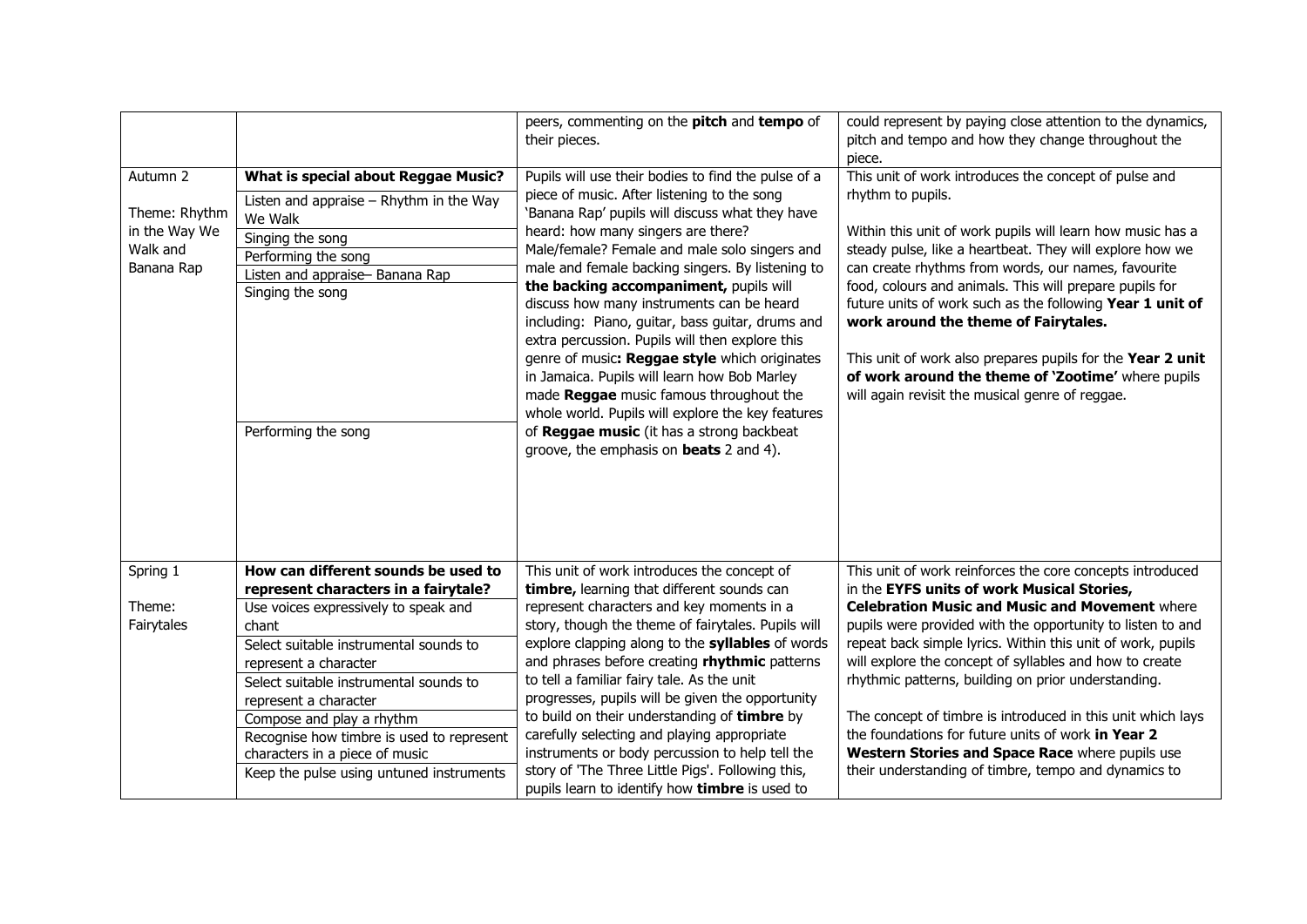| | | | |
|---|---|---|---|
| | | peers, commenting on the **pitch** and **tempo** of their pieces. | could represent by paying close attention to the dynamics, pitch and tempo and how they change throughout the piece. |
| Autumn 2<br><br>Theme: Rhythm in the Way We Walk and Banana Rap | **What is special about Reggae Music?**<br>Listen and appraise – Rhythm in the Way We Walk<br>Singing the song<br>Performing the song<br>Listen and appraise– Banana Rap<br>Singing the song<br>Performing the song | Pupils will use their bodies to find the pulse of a piece of music. After listening to the song 'Banana Rap' pupils will discuss what they have heard: how many singers are there? Male/female? Female and male solo singers and male and female backing singers. By listening to **the backing accompaniment,** pupils will discuss how many instruments can be heard including: Piano, guitar, bass guitar, drums and extra percussion. Pupils will then explore this genre of music**: Reggae style** which originates in Jamaica. Pupils will learn how Bob Marley made **Reggae** music famous throughout the whole world. Pupils will explore the key features of **Reggae music** (it has a strong backbeat groove, the emphasis on **beats** 2 and 4). | This unit of work introduces the concept of pulse and rhythm to pupils.<br><br>Within this unit of work pupils will learn how music has a steady pulse, like a heartbeat. They will explore how we can create rhythms from words, our names, favourite food, colours and animals. This will prepare pupils for future units of work such as the following **Year 1 unit of work around the theme of Fairytales.**<br><br>This unit of work also prepares pupils for the **Year 2 unit of work around the theme of 'Zootime'** where pupils will again revisit the musical genre of reggae. |
| Spring 1<br><br>Theme: Fairytales | **How can different sounds be used to represent characters in a fairytale?**<br>Use voices expressively to speak and chant<br>Select suitable instrumental sounds to represent a character<br>Select suitable instrumental sounds to represent a character<br>Compose and play a rhythm<br>Recognise how timbre is used to represent characters in a piece of music<br>Keep the pulse using untuned instruments | This unit of work introduces the concept of **timbre,** learning that different sounds can represent characters and key moments in a story, though the theme of fairytales. Pupils will explore clapping along to the **syllables** of words and phrases before creating **rhythmic** patterns to tell a familiar fairy tale. As the unit progresses, pupils will be given the opportunity to build on their understanding of **timbre** by carefully selecting and playing appropriate instruments or body percussion to help tell the story of 'The Three Little Pigs'. Following this, pupils learn to identify how **timbre** is used to | This unit of work reinforces the core concepts introduced in the **EYFS units of work Musical Stories, Celebration Music and Music and Movement** where pupils were provided with the opportunity to listen to and repeat back simple lyrics. Within this unit of work, pupils will explore the concept of syllables and how to create rhythmic patterns, building on prior understanding.<br><br>The concept of timbre is introduced in this unit which lays the foundations for future units of work **in Year 2 Western Stories and Space Race** where pupils use their understanding of timbre, tempo and dynamics to |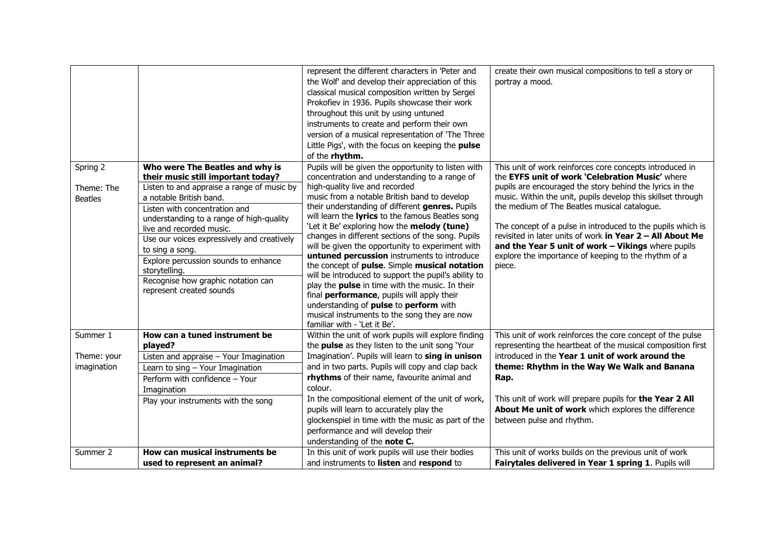| | | | |
|---|---|---|---|
| | | represent the different characters in 'Peter and the Wolf' and develop their appreciation of this classical musical composition written by Sergei Prokofiev in 1936. Pupils showcase their work throughout this unit by using untuned instruments to create and perform their own version of a musical representation of 'The Three Little Pigs', with the focus on keeping the **pulse** of the **rhythm.** | create their own musical compositions to tell a story or portray a mood. |
| Spring 2<br><br>Theme: The Beatles | **Who were The Beatles and why is their music still important today?**<br>Listen to and appraise a range of music by a notable British band.<br>Listen with concentration and understanding to a range of high-quality live and recorded music.<br>Use our voices expressively and creatively to sing a song.<br>Explore percussion sounds to enhance storytelling.<br>Recognise how graphic notation can represent created sounds | Pupils will be given the opportunity to listen with concentration and understanding to a range of high-quality live and recorded music from a notable British band to develop their understanding of different **genres.** Pupils will learn the **lyrics** to the famous Beatles song 'Let it Be' exploring how the **melody (tune)** changes in different sections of the song. Pupils will be given the opportunity to experiment with **untuned percussion** instruments to introduce the concept of **pulse**. Simple **musical notation** will be introduced to support the pupil's ability to play the **pulse** in time with the music. In their final **performance**, pupils will apply their understanding of **pulse** to **perform** with musical instruments to the song they are now familiar with - 'Let it Be'. | This unit of work reinforces core concepts introduced in the **EYFS unit of work 'Celebration Music'** where pupils are encouraged the story behind the lyrics in the music. Within the unit, pupils develop this skillset through the medium of The Beatles musical catalogue.<br><br>The concept of a pulse in introduced to the pupils which is revisited in later units of work **in Year 2 – All About Me and the Year 5 unit of work – Vikings** where pupils explore the importance of keeping to the rhythm of a piece. |
| Summer 1<br><br>Theme: your imagination | **How can a tuned instrument be played?**<br>Listen and appraise – Your Imagination<br>Learn to sing – Your Imagination<br>Perform with confidence – Your Imagination<br>Play your instruments with the song | Within the unit of work pupils will explore finding the **pulse** as they listen to the unit song 'Your Imagination'. Pupils will learn to **sing in unison** and in two parts. Pupils will copy and clap back **rhythms** of their name, favourite animal and colour.<br>In the compositional element of the unit of work, pupils will learn to accurately play the glockenspiel in time with the music as part of the performance and will develop their understanding of the **note C.** | This unit of work reinforces the core concept of the pulse representing the heartbeat of the musical composition first introduced in the **Year 1 unit of work around the theme: Rhythm in the Way We Walk and Banana Rap.**<br><br>This unit of work will prepare pupils for **the Year 2 All About Me unit of work** which explores the difference between pulse and rhythm. |
| Summer 2 | **How can musical instruments be used to represent an animal?** | In this unit of work pupils will use their bodies and instruments to **listen** and **respond** to | This unit of works builds on the previous unit of work **Fairytales delivered in Year 1 spring 1**. Pupils will |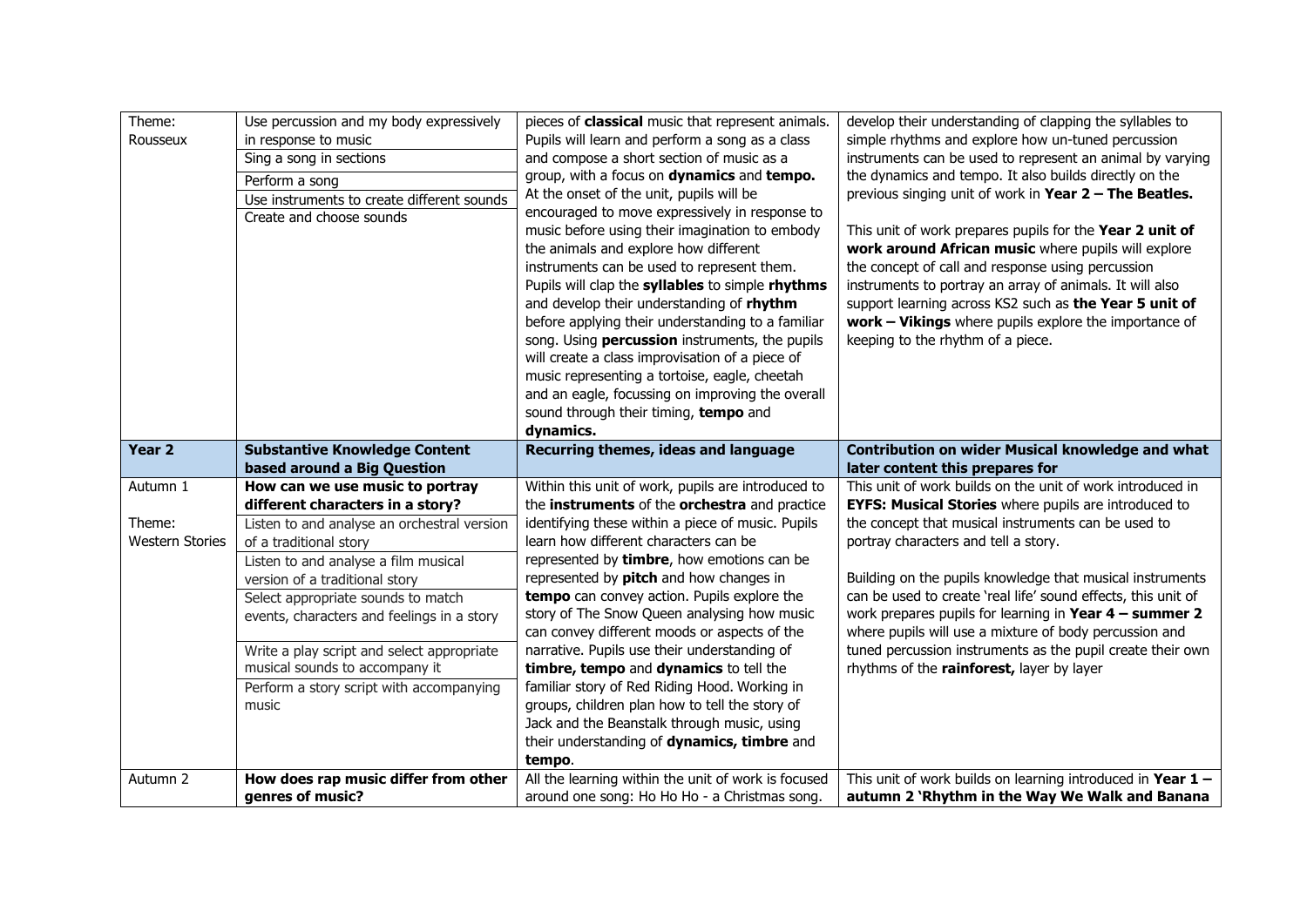| Theme: Rousseux | Use percussion and my body expressively in response to music<br>Sing a song in sections<br>Perform a song<br>Use instruments to create different sounds<br>Create and choose sounds | pieces of **classical** music that represent animals. Pupils will learn and perform a song as a class and compose a short section of music as a group, with a focus on **dynamics** and **tempo.** At the onset of the unit, pupils will be encouraged to move expressively in response to music before using their imagination to embody the animals and explore how different instruments can be used to represent them. Pupils will clap the **syllables** to simple **rhythms** and develop their understanding of **rhythm** before applying their understanding to a familiar song. Using **percussion** instruments, the pupils will create a class improvisation of a piece of music representing a tortoise, eagle, cheetah and an eagle, focussing on improving the overall sound through their timing, **tempo** and **dynamics.** | develop their understanding of clapping the syllables to simple rhythms and explore how un-tuned percussion instruments can be used to represent an animal by varying the dynamics and tempo. It also builds directly on the previous singing unit of work in **Year 2 – The Beatles.**<br><br>This unit of work prepares pupils for the **Year 2 unit of work around African music** where pupils will explore the concept of call and response using percussion instruments to portray an array of animals. It will also support learning across KS2 such as **the Year 5 unit of work – Vikings** where pupils explore the importance of keeping to the rhythm of a piece. |
|---|---|---|---|
| **Year 2** | **Substantive Knowledge Content based around a Big Question** | **Recurring themes, ideas and language** | **Contribution on wider Musical knowledge and what later content this prepares for** |
| Autumn 1<br><br>Theme: Western Stories | **How can we use music to portray different characters in a story?**<br>Listen to and analyse an orchestral version of a traditional story<br>Listen to and analyse a film musical version of a traditional story<br>Select appropriate sounds to match events, characters and feelings in a story<br>Write a play script and select appropriate musical sounds to accompany it<br>Perform a story script with accompanying music | Within this unit of work, pupils are introduced to the **instruments** of the **orchestra** and practice identifying these within a piece of music. Pupils learn how different characters can be represented by **timbre**, how emotions can be represented by **pitch** and how changes in **tempo** can convey action. Pupils explore the story of The Snow Queen analysing how music can convey different moods or aspects of the narrative. Pupils use their understanding of **timbre, tempo** and **dynamics** to tell the familiar story of Red Riding Hood. Working in groups, children plan how to tell the story of Jack and the Beanstalk through music, using their understanding of **dynamics, timbre** and **tempo**. | This unit of work builds on the unit of work introduced in **EYFS: Musical Stories** where pupils are introduced to the concept that musical instruments can be used to portray characters and tell a story.<br><br>Building on the pupils knowledge that musical instruments can be used to create 'real life' sound effects, this unit of work prepares pupils for learning in **Year 4 – summer 2** where pupils will use a mixture of body percussion and tuned percussion instruments as the pupil create their own rhythms of the **rainforest,** layer by layer |
| Autumn 2 | **How does rap music differ from other genres of music?** | All the learning within the unit of work is focused around one song: Ho Ho Ho - a Christmas song. | This unit of work builds on learning introduced in **Year 1 – autumn 2 'Rhythm in the Way We Walk and Banana** |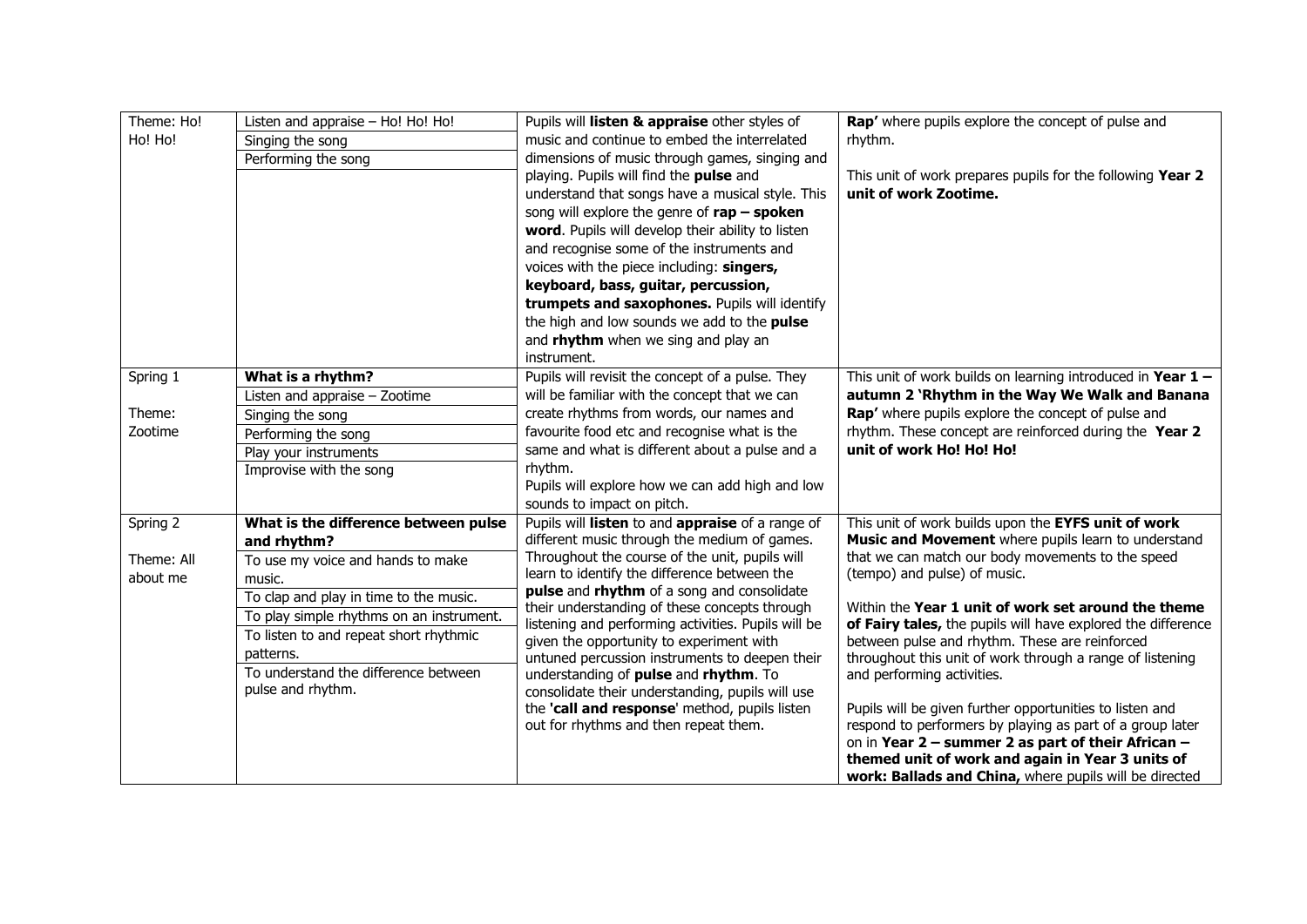| Theme: Ho! Ho! Ho! | Listen and appraise – Ho! Ho! Ho!<br>Singing the song<br>Performing the song | Pupils will **listen & appraise** other styles of music and continue to embed the interrelated dimensions of music through games, singing and playing. Pupils will find the **pulse** and understand that songs have a musical style. This song will explore the genre of **rap – spoken word**. Pupils will develop their ability to listen and recognise some of the instruments and voices with the piece including: **singers, keyboard, bass, guitar, percussion, trumpets and saxophones.** Pupils will identify the high and low sounds we add to the **pulse** and **rhythm** when we sing and play an instrument. | **Rap'** where pupils explore the concept of pulse and rhythm.<br><br>This unit of work prepares pupils for the following **Year 2 unit of work Zootime.** |
|---|---|---|---|
| Spring 1<br><br>Theme: Zootime | **What is a rhythm?**<br>Listen and appraise – Zootime<br>Singing the song<br>Performing the song<br>Play your instruments<br>Improvise with the song | Pupils will revisit the concept of a pulse. They will be familiar with the concept that we can create rhythms from words, our names and favourite food etc and recognise what is the same and what is different about a pulse and a rhythm.<br>Pupils will explore how we can add high and low sounds to impact on pitch. | This unit of work builds on learning introduced in **Year 1 – autumn 2 'Rhythm in the Way We Walk and Banana Rap'** where pupils explore the concept of pulse and rhythm. These concept are reinforced during the **Year 2 unit of work Ho! Ho! Ho!** |
| Spring 2<br><br>Theme: All about me | **What is the difference between pulse and rhythm?**<br>To use my voice and hands to make music.<br>To clap and play in time to the music.<br>To play simple rhythms on an instrument.<br>To listen to and repeat short rhythmic patterns.<br>To understand the difference between pulse and rhythm. | Pupils will **listen** to and **appraise** of a range of different music through the medium of games. Throughout the course of the unit, pupils will learn to identify the difference between the **pulse** and **rhythm** of a song and consolidate their understanding of these concepts through listening and performing activities. Pupils will be given the opportunity to experiment with untuned percussion instruments to deepen their understanding of **pulse** and **rhythm**. To consolidate their understanding, pupils will use the **'call and response**' method, pupils listen out for rhythms and then repeat them. | This unit of work builds upon the **EYFS unit of work Music and Movement** where pupils learn to understand that we can match our body movements to the speed (tempo) and pulse) of music.<br><br>Within the **Year 1 unit of work set around the theme of Fairy tales,** the pupils will have explored the difference between pulse and rhythm. These are reinforced throughout this unit of work through a range of listening and performing activities.<br><br>Pupils will be given further opportunities to listen and respond to performers by playing as part of a group later on in **Year 2 – summer 2 as part of their African – themed unit of work and again in Year 3 units of work: Ballads and China,** where pupils will be directed |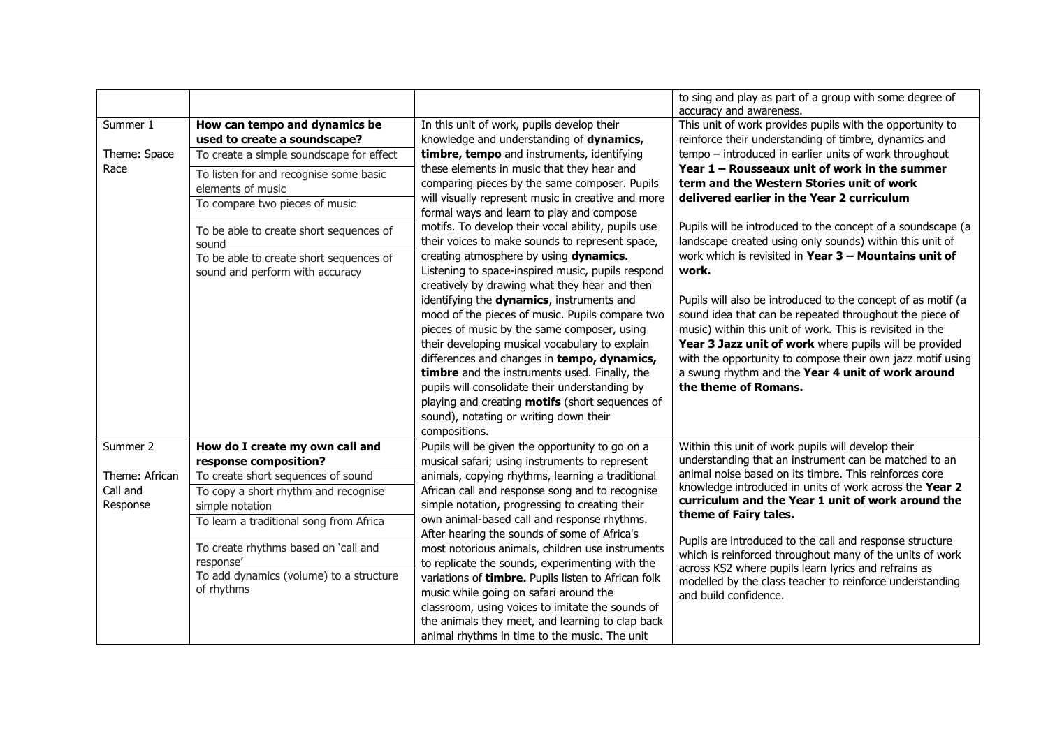| | | | |
|---|---|---|---|
| | | | to sing and play as part of a group with some degree of accuracy and awareness. |
| Summer 1<br><br>Theme: Space Race | **How can tempo and dynamics be used to create a soundscape?**<br>To create a simple soundscape for effect<br>To listen for and recognise some basic elements of music<br>To compare two pieces of music<br>To be able to create short sequences of sound<br>To be able to create short sequences of sound and perform with accuracy | In this unit of work, pupils develop their knowledge and understanding of **dynamics, timbre, tempo** and instruments, identifying these elements in music that they hear and comparing pieces by the same composer. Pupils will visually represent music in creative and more formal ways and learn to play and compose motifs. To develop their vocal ability, pupils use their voices to make sounds to represent space, creating atmosphere by using **dynamics.** Listening to space-inspired music, pupils respond creatively by drawing what they hear and then identifying the **dynamics**, instruments and mood of the pieces of music. Pupils compare two pieces of music by the same composer, using their developing musical vocabulary to explain differences and changes in **tempo, dynamics, timbre** and the instruments used. Finally, the pupils will consolidate their understanding by playing and creating **motifs** (short sequences of sound), notating or writing down their compositions. | This unit of work provides pupils with the opportunity to reinforce their understanding of timbre, dynamics and tempo – introduced in earlier units of work throughout **Year 1 – Rousseaux unit of work in the summer term and the Western Stories unit of work delivered earlier in the Year 2 curriculum**<br><br>Pupils will be introduced to the concept of a soundscape (a landscape created using only sounds) within this unit of work which is revisited in **Year 3 – Mountains unit of work.**<br><br>Pupils will also be introduced to the concept of as motif (a sound idea that can be repeated throughout the piece of music) within this unit of work. This is revisited in the **Year 3 Jazz unit of work** where pupils will be provided with the opportunity to compose their own jazz motif using a swung rhythm and the **Year 4 unit of work around the theme of Romans.** |
| Summer 2<br><br>Theme: African Call and Response | **How do I create my own call and response composition?**<br>To create short sequences of sound<br>To copy a short rhythm and recognise simple notation<br>To learn a traditional song from Africa<br>To create rhythms based on 'call and response'<br>To add dynamics (volume) to a structure of rhythms | Pupils will be given the opportunity to go on a musical safari; using instruments to represent animals, copying rhythms, learning a traditional African call and response song and to recognise simple notation, progressing to creating their own animal-based call and response rhythms. After hearing the sounds of some of Africa's most notorious animals, children use instruments to replicate the sounds, experimenting with the variations of **timbre.** Pupils listen to African folk music while going on safari around the classroom, using voices to imitate the sounds of the animals they meet, and learning to clap back animal rhythms in time to the music. The unit | Within this unit of work pupils will develop their understanding that an instrument can be matched to an animal noise based on its timbre. This reinforces core knowledge introduced in units of work across the **Year 2 curriculum and the Year 1 unit of work around the theme of Fairy tales.**<br><br>Pupils are introduced to the call and response structure which is reinforced throughout many of the units of work across KS2 where pupils learn lyrics and refrains as modelled by the class teacher to reinforce understanding and build confidence. |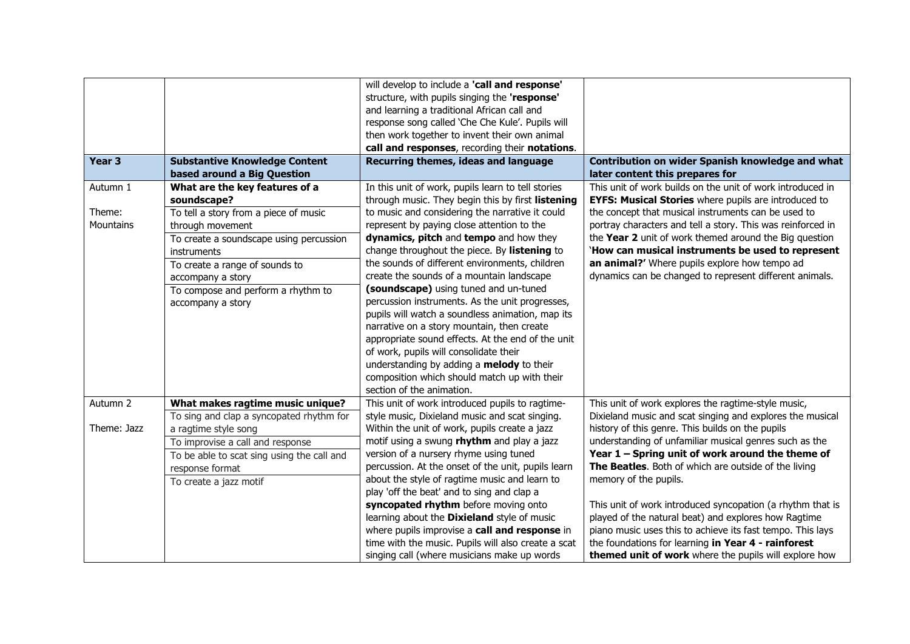|  |  | will develop to include a **'call and response'** structure, with pupils singing the **'response'** and learning a traditional African call and response song called 'Che Che Kule'. Pupils will then work together to invent their own animal **call and responses**, recording their **notations**. |  |
|---|---|---|---|
| **Year 3** | **Substantive Knowledge Content based around a Big Question** | **Recurring themes, ideas and language** | **Contribution on wider Spanish knowledge and what later content this prepares for** |
| Autumn 1<br><br>Theme: Mountains | **What are the key features of a soundscape?**<br>To tell a story from a piece of music through movement<br>To create a soundscape using percussion instruments<br>To create a range of sounds to accompany a story<br>To compose and perform a rhythm to accompany a story | In this unit of work, pupils learn to tell stories through music. They begin this by first **listening** to music and considering the narrative it could represent by paying close attention to the **dynamics, pitch** and **tempo** and how they change throughout the piece. By **listening** to the sounds of different environments, children create the sounds of a mountain landscape **(soundscape)** using tuned and un-tuned percussion instruments. As the unit progresses, pupils will watch a soundless animation, map its narrative on a story mountain, then create appropriate sound effects. At the end of the unit of work, pupils will consolidate their understanding by adding a **melody** to their composition which should match up with their section of the animation. | This unit of work builds on the unit of work introduced in **EYFS: Musical Stories** where pupils are introduced to the concept that musical instruments can be used to portray characters and tell a story. This was reinforced in the **Year 2** unit of work themed around the Big question **'How can musical instruments be used to represent an animal?'** Where pupils explore how tempo ad dynamics can be changed to represent different animals. |
| Autumn 2<br><br>Theme: Jazz | **What makes ragtime music unique?**<br>To sing and clap a syncopated rhythm for a ragtime style song<br>To improvise a call and response<br>To be able to scat sing using the call and response format<br>To create a jazz motif | This unit of work introduced pupils to ragtime-style music, Dixieland music and scat singing. Within the unit of work, pupils create a jazz motif using a swung **rhythm** and play a jazz version of a nursery rhyme using tuned percussion. At the onset of the unit, pupils learn about the style of ragtime music and learn to play 'off the beat' and to sing and clap a **syncopated rhythm** before moving onto learning about the **Dixieland** style of music where pupils improvise a **call and response** in time with the music. Pupils will also create a scat singing call (where musicians make up words | This unit of work explores the ragtime-style music, Dixieland music and scat singing and explores the musical history of this genre. This builds on the pupils understanding of unfamiliar musical genres such as the **Year 1 – Spring unit of work around the theme of The Beatles**. Both of which are outside of the living memory of the pupils.<br><br>This unit of work introduced syncopation (a rhythm that is played of the natural beat) and explores how Ragtime piano music uses this to achieve its fast tempo. This lays the foundations for learning **in Year 4 - rainforest themed unit of work** where the pupils will explore how |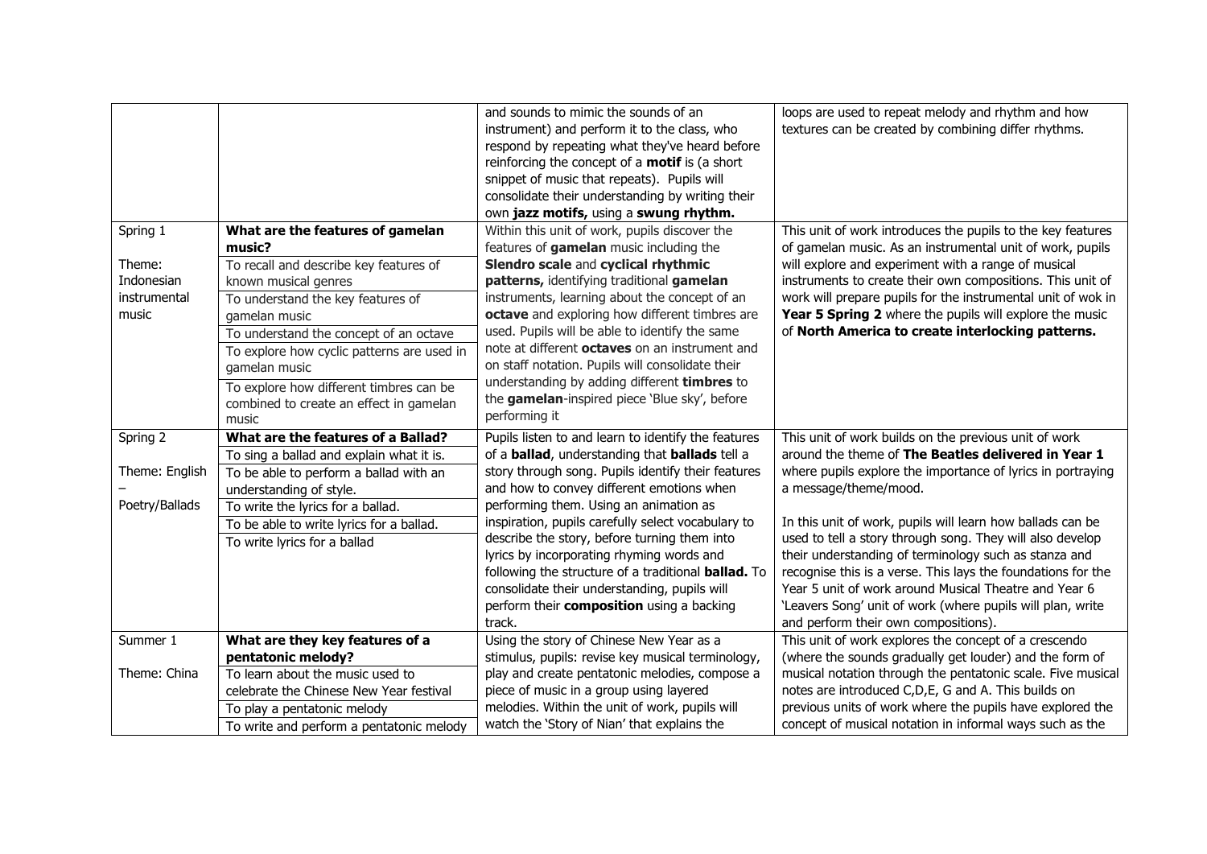| | | | |
|---|---|---|---|
| | | and sounds to mimic the sounds of an instrument) and perform it to the class, who respond by repeating what they've heard before reinforcing the concept of a **motif** is (a short snippet of music that repeats). Pupils will consolidate their understanding by writing their own **jazz motifs,** using a **swung rhythm.** | loops are used to repeat melody and rhythm and how textures can be created by combining differ rhythms. |
| Spring 1<br><br>Theme: Indonesian instrumental music | **What are the features of gamelan music?**<br>To recall and describe key features of known musical genres<br>To understand the key features of gamelan music<br>To understand the concept of an octave<br>To explore how cyclic patterns are used in gamelan music<br>To explore how different timbres can be combined to create an effect in gamelan music | Within this unit of work, pupils discover the features of **gamelan** music including the **Slendro scale** and **cyclical rhythmic patterns,** identifying traditional **gamelan** instruments, learning about the concept of an **octave** and exploring how different timbres are used. Pupils will be able to identify the same note at different **octaves** on an instrument and on staff notation. Pupils will consolidate their understanding by adding different **timbres** to the **gamelan**-inspired piece 'Blue sky', before performing it | This unit of work introduces the pupils to the key features of gamelan music. As an instrumental unit of work, pupils will explore and experiment with a range of musical instruments to create their own compositions. This unit of work will prepare pupils for the instrumental unit of wok in **Year 5 Spring 2** where the pupils will explore the music of **North America to create interlocking patterns.** |
| Spring 2<br><br>Theme: English – Poetry/Ballads | **What are the features of a Ballad?**<br>To sing a ballad and explain what it is.<br>To be able to perform a ballad with an understanding of style.<br>To write the lyrics for a ballad.<br>To be able to write lyrics for a ballad.<br>To write lyrics for a ballad | Pupils listen to and learn to identify the features of a **ballad**, understanding that **ballads** tell a story through song. Pupils identify their features and how to convey different emotions when performing them. Using an animation as inspiration, pupils carefully select vocabulary to describe the story, before turning them into lyrics by incorporating rhyming words and following the structure of a traditional **ballad.** To consolidate their understanding, pupils will perform their **composition** using a backing track. | This unit of work builds on the previous unit of work around the theme of **The Beatles delivered in Year 1** where pupils explore the importance of lyrics in portraying a message/theme/mood.<br><br>In this unit of work, pupils will learn how ballads can be used to tell a story through song. They will also develop their understanding of terminology such as stanza and recognise this is a verse. This lays the foundations for the Year 5 unit of work around Musical Theatre and Year 6 'Leavers Song' unit of work (where pupils will plan, write and perform their own compositions). |
| Summer 1<br><br>Theme: China | **What are they key features of a pentatonic melody?**<br>To learn about the music used to celebrate the Chinese New Year festival<br>To play a pentatonic melody<br>To write and perform a pentatonic melody | Using the story of Chinese New Year as a stimulus, pupils: revise key musical terminology, play and create pentatonic melodies, compose a piece of music in a group using layered melodies. Within the unit of work, pupils will watch the 'Story of Nian' that explains the | This unit of work explores the concept of a crescendo (where the sounds gradually get louder) and the form of musical notation through the pentatonic scale. Five musical notes are introduced C,D,E, G and A. This builds on previous units of work where the pupils have explored the concept of musical notation in informal ways such as the |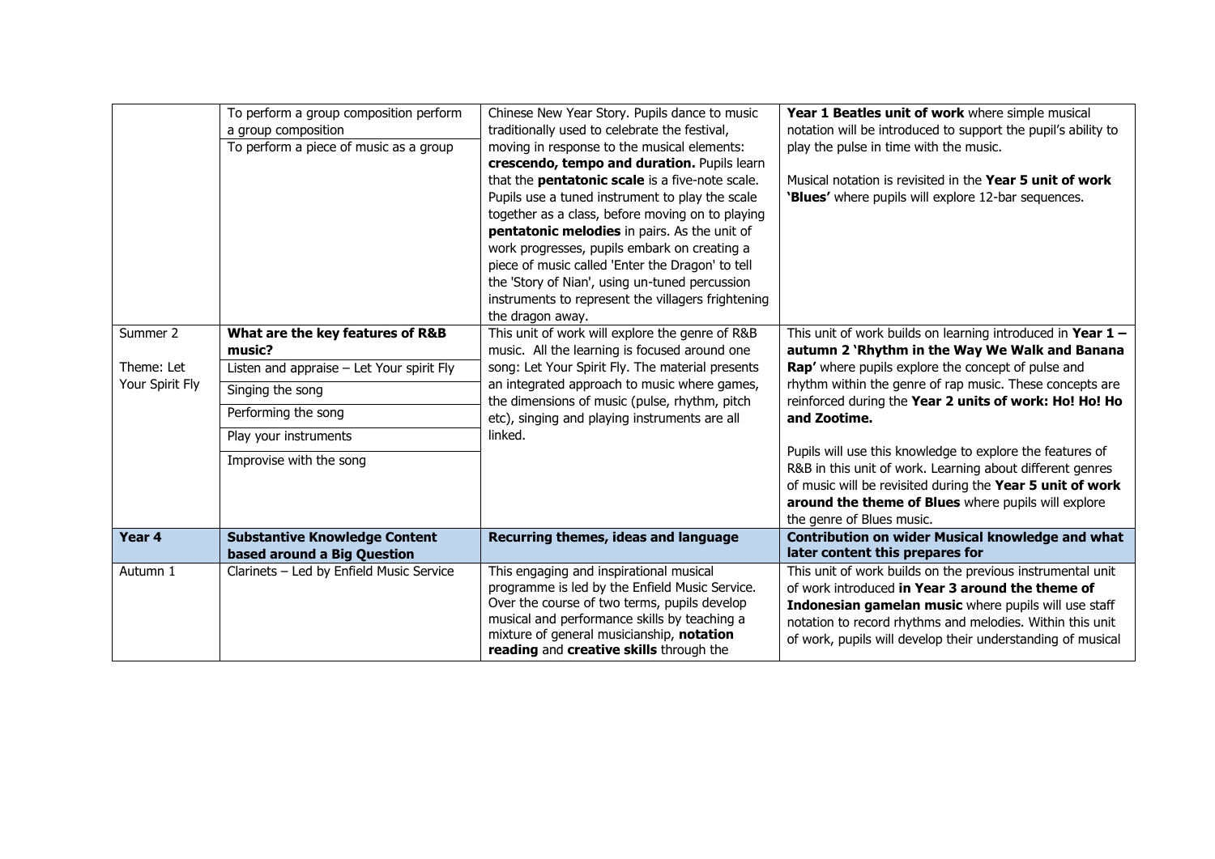| | | | |
|---|---|---|---|
| | To perform a group composition perform a group composition<br>To perform a piece of music as a group | Chinese New Year Story. Pupils dance to music traditionally used to celebrate the festival, moving in response to the musical elements: **crescendo, tempo and duration.** Pupils learn that the **pentatonic scale** is a five-note scale. Pupils use a tuned instrument to play the scale together as a class, before moving on to playing **pentatonic melodies** in pairs. As the unit of work progresses, pupils embark on creating a piece of music called 'Enter the Dragon' to tell the 'Story of Nian', using un-tuned percussion instruments to represent the villagers frightening the dragon away. | **Year 1 Beatles unit of work** where simple musical notation will be introduced to support the pupil's ability to play the pulse in time with the music.<br><br>Musical notation is revisited in the **Year 5 unit of work 'Blues'** where pupils will explore 12-bar sequences. |
| Summer 2<br><br>Theme: Let Your Spirit Fly | **What are the key features of R&B music?**<br>Listen and appraise – Let Your spirit Fly<br>Singing the song<br>Performing the song<br>Play your instruments<br>Improvise with the song | This unit of work will explore the genre of R&B music. All the learning is focused around one song: Let Your Spirit Fly. The material presents an integrated approach to music where games, the dimensions of music (pulse, rhythm, pitch etc), singing and playing instruments are all linked. | This unit of work builds on learning introduced in **Year 1 – autumn 2 'Rhythm in the Way We Walk and Banana Rap'** where pupils explore the concept of pulse and rhythm within the genre of rap music. These concepts are reinforced during the **Year 2 units of work: Ho! Ho! Ho and Zootime.**<br><br>Pupils will use this knowledge to explore the features of R&B in this unit of work. Learning about different genres of music will be revisited during the **Year 5 unit of work around the theme of Blues** where pupils will explore the genre of Blues music. |
| **Year 4** | **Substantive Knowledge Content based around a Big Question** | **Recurring themes, ideas and language** | **Contribution on wider Musical knowledge and what later content this prepares for** |
| Autumn 1 | Clarinets – Led by Enfield Music Service | This engaging and inspirational musical programme is led by the Enfield Music Service. Over the course of two terms, pupils develop musical and performance skills by teaching a mixture of general musicianship, **notation reading** and **creative skills** through the | This unit of work builds on the previous instrumental unit of work introduced **in Year 3 around the theme of Indonesian gamelan music** where pupils will use staff notation to record rhythms and melodies. Within this unit of work, pupils will develop their understanding of musical |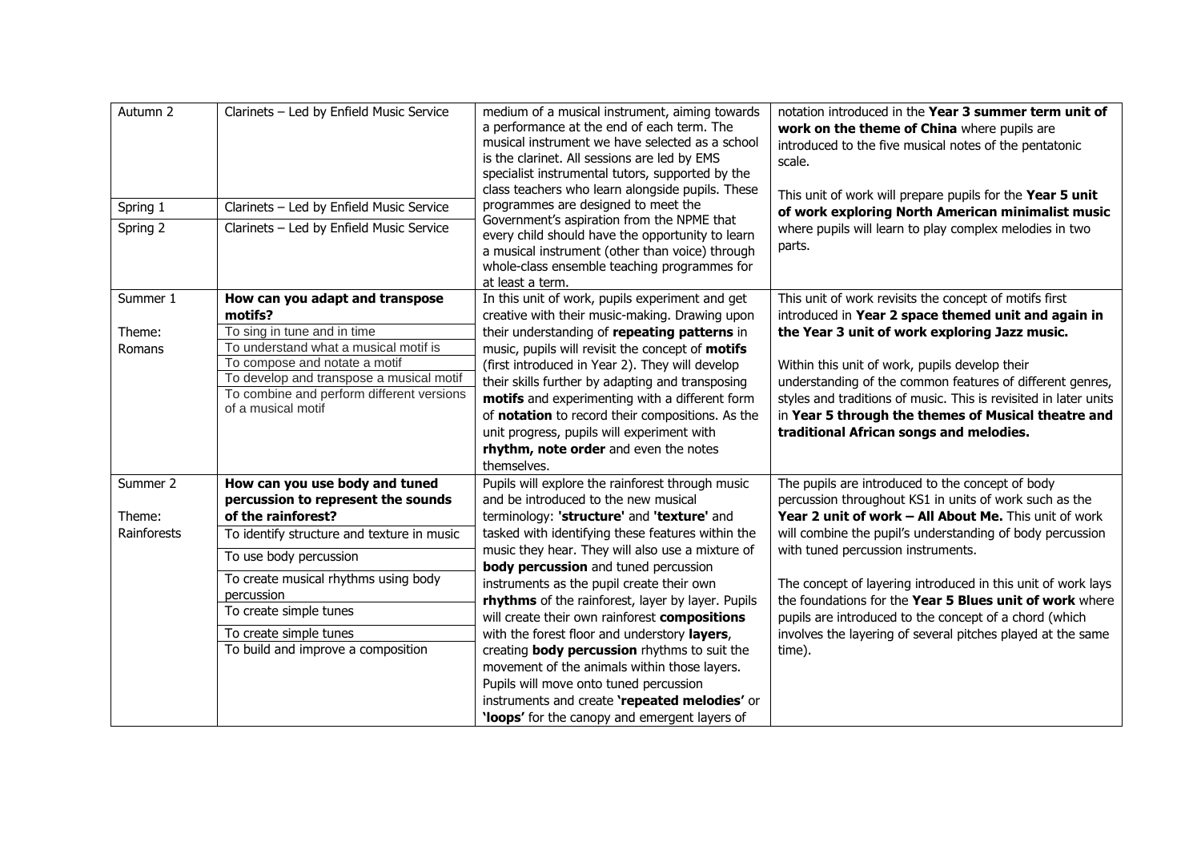| | | | |
|---|---|---|---|
| Autumn 2 | Clarinets – Led by Enfield Music Service | medium of a musical instrument, aiming towards a performance at the end of each term. The musical instrument we have selected as a school is the clarinet. All sessions are led by EMS specialist instrumental tutors, supported by the class teachers who learn alongside pupils. These programmes are designed to meet the Government's aspiration from the NPME that every child should have the opportunity to learn a musical instrument (other than voice) through whole-class ensemble teaching programmes for at least a term. | notation introduced in the **Year 3 summer term unit of work on the theme of China** where pupils are introduced to the five musical notes of the pentatonic scale.<br><br>This unit of work will prepare pupils for the **Year 5 unit of work exploring North American minimalist music** where pupils will learn to play complex melodies in two parts. |
| Spring 1 | Clarinets – Led by Enfield Music Service | | |
| Spring 2 | Clarinets – Led by Enfield Music Service | | |
| Summer 1<br><br>Theme:<br>Romans | **How can you adapt and transpose motifs?**<br>To sing in tune and in time<br>To understand what a musical motif is<br>To compose and notate a motif<br>To develop and transpose a musical motif<br>To combine and perform different versions of a musical motif | In this unit of work, pupils experiment and get creative with their music-making. Drawing upon their understanding of **repeating patterns** in music, pupils will revisit the concept of **motifs** (first introduced in Year 2). They will develop their skills further by adapting and transposing **motifs** and experimenting with a different form of **notation** to record their compositions. As the unit progress, pupils will experiment with **rhythm, note order** and even the notes themselves. | This unit of work revisits the concept of motifs first introduced in **Year 2 space themed unit and again in the Year 3 unit of work exploring Jazz music.**<br><br>Within this unit of work, pupils develop their understanding of the common features of different genres, styles and traditions of music. This is revisited in later units in **Year 5 through the themes of Musical theatre and traditional African songs and melodies.** |
| Summer 2<br><br>Theme:<br>Rainforests | **How can you use body and tuned percussion to represent the sounds of the rainforest?**<br>To identify structure and texture in music<br>To use body percussion<br>To create musical rhythms using body percussion<br>To create simple tunes<br>To create simple tunes<br>To build and improve a composition | Pupils will explore the rainforest through music and be introduced to the new musical terminology: **'structure'** and **'texture'** and tasked with identifying these features within the music they hear. They will also use a mixture of **body percussion** and tuned percussion instruments as the pupil create their own **rhythms** of the rainforest, layer by layer. Pupils will create their own rainforest **compositions** with the forest floor and understory **layers**, creating **body percussion** rhythms to suit the movement of the animals within those layers. Pupils will move onto tuned percussion instruments and create **'repeated melodies'** or **'loops'** for the canopy and emergent layers of | The pupils are introduced to the concept of body percussion throughout KS1 in units of work such as the **Year 2 unit of work – All About Me.** This unit of work will combine the pupil's understanding of body percussion with tuned percussion instruments.<br><br>The concept of layering introduced in this unit of work lays the foundations for the **Year 5 Blues unit of work** where pupils are introduced to the concept of a chord (which involves the layering of several pitches played at the same time). |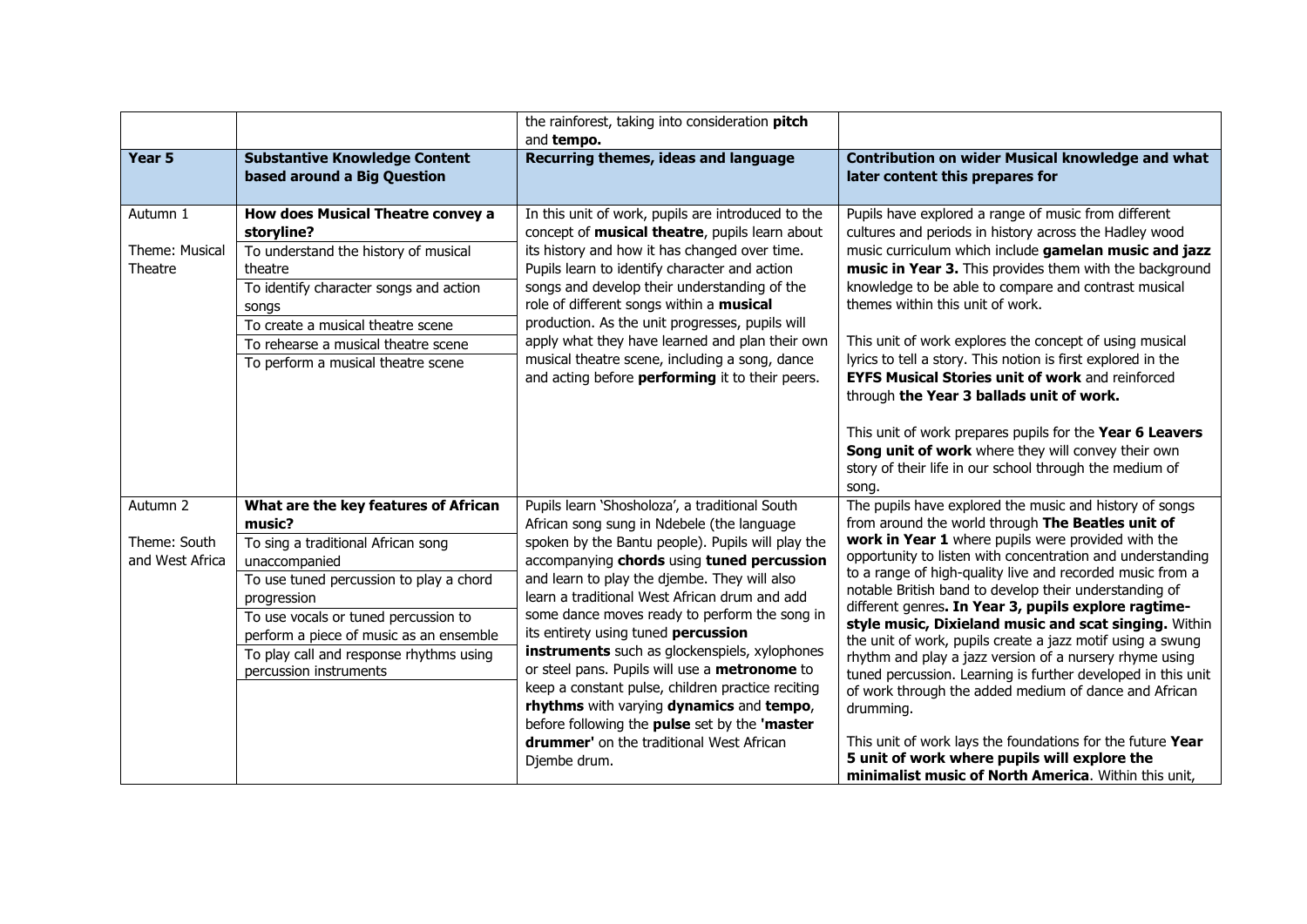| | | the rainforest, taking into consideration **pitch** and **tempo.** | |
|---|---|---|---|
| **Year 5** | **Substantive Knowledge Content based around a Big Question** | **Recurring themes, ideas and language** | **Contribution on wider Musical knowledge and what later content this prepares for** |
| Autumn 1<br><br>Theme: Musical Theatre | **How does Musical Theatre convey a storyline?**<br>To understand the history of musical theatre<br>To identify character songs and action songs<br>To create a musical theatre scene<br>To rehearse a musical theatre scene<br>To perform a musical theatre scene | In this unit of work, pupils are introduced to the concept of **musical theatre**, pupils learn about its history and how it has changed over time. Pupils learn to identify character and action songs and develop their understanding of the role of different songs within a **musical** production. As the unit progresses, pupils will apply what they have learned and plan their own musical theatre scene, including a song, dance and acting before **performing** it to their peers. | Pupils have explored a range of music from different cultures and periods in history across the Hadley wood music curriculum which include **gamelan music and jazz music in Year 3.** This provides them with the background knowledge to be able to compare and contrast musical themes within this unit of work.<br><br>This unit of work explores the concept of using musical lyrics to tell a story. This notion is first explored in the **EYFS Musical Stories unit of work** and reinforced through **the Year 3 ballads unit of work.**<br><br>This unit of work prepares pupils for the **Year 6 Leavers Song unit of work** where they will convey their own story of their life in our school through the medium of song. |
| Autumn 2<br><br>Theme: South and West Africa | **What are the key features of African music?**<br>To sing a traditional African song unaccompanied<br>To use tuned percussion to play a chord progression<br>To use vocals or tuned percussion to perform a piece of music as an ensemble<br>To play call and response rhythms using percussion instruments | Pupils learn 'Shosholoza', a traditional South African song sung in Ndebele (the language spoken by the Bantu people). Pupils will play the accompanying **chords** using **tuned percussion** and learn to play the djembe. They will also learn a traditional West African drum and add some dance moves ready to perform the song in its entirety using tuned **percussion instruments** such as glockenspiels, xylophones or steel pans. Pupils will use a **metronome** to keep a constant pulse, children practice reciting **rhythms** with varying **dynamics** and **tempo**, before following the **pulse** set by the **'master drummer'** on the traditional West African Djembe drum. | The pupils have explored the music and history of songs from around the world through **The Beatles unit of work in Year 1** where pupils were provided with the opportunity to listen with concentration and understanding to a range of high-quality live and recorded music from a notable British band to develop their understanding of different genres**. In Year 3, pupils explore ragtime-style music, Dixieland music and scat singing.** Within the unit of work, pupils create a jazz motif using a swung rhythm and play a jazz version of a nursery rhyme using tuned percussion. Learning is further developed in this unit of work through the added medium of dance and African drumming.<br><br>This unit of work lays the foundations for the future **Year 5 unit of work where pupils will explore the minimalist music of North America**. Within this unit, |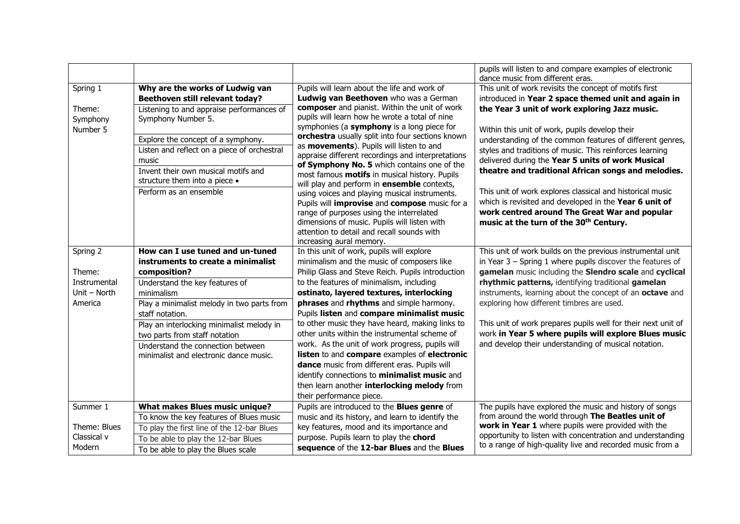| | | | pupils will listen to and compare examples of electronic dance music from different eras. |
|---|---|---|---|
| Spring 1<br><br>Theme: Symphony Number 5 | **Why are the works of Ludwig van Beethoven still relevant today?**<br>Listening to and appraise performances of Symphony Number 5.<br>Explore the concept of a symphony.<br>Listen and reflect on a piece of orchestral music<br>Invent their own musical motifs and structure them into a piece •<br>Perform as an ensemble | Pupils will learn about the life and work of **Ludwig van Beethoven** who was a German **composer** and pianist. Within the unit of work pupils will learn how he wrote a total of nine symphonies (a **symphony** is a long piece for **orchestra** usually split into four sections known as **movements**). Pupils will listen to and appraise different recordings and interpretations **of Symphony No. 5** which contains one of the most famous **motifs** in musical history. Pupils will play and perform in **ensemble** contexts, using voices and playing musical instruments. Pupils will **improvise** and **compose** music for a range of purposes using the interrelated dimensions of music. Pupils will listen with attention to detail and recall sounds with increasing aural memory. | This unit of work revisits the concept of motifs first introduced in **Year 2 space themed unit and again in the Year 3 unit of work exploring Jazz music.**<br><br>Within this unit of work, pupils develop their understanding of the common features of different genres, styles and traditions of music. This reinforces learning delivered during the **Year 5 units of work Musical theatre and traditional African songs and melodies.**<br><br>This unit of work explores classical and historical music which is revisited and developed in the **Year 6 unit of work centred around The Great War and popular music at the turn of the 30th Century.** |
| Spring 2<br><br>Theme: Instrumental Unit – North America | **How can I use tuned and un-tuned instruments to create a minimalist composition?**<br>Understand the key features of minimalism<br>Play a minimalist melody in two parts from staff notation.<br>Play an interlocking minimalist melody in two parts from staff notation<br>Understand the connection between minimalist and electronic dance music. | In this unit of work, pupils will explore minimalism and the music of composers like Philip Glass and Steve Reich. Pupils introduction to the features of minimalism, including **ostinato, layered textures, interlocking phrases** and **rhythms** and simple harmony. Pupils **listen** and **compare minimalist music** to other music they have heard, making links to other units within the instrumental scheme of work. As the unit of work progress, pupils will **listen** to and **compare** examples of **electronic dance** music from different eras. Pupils will identify connections to **minimalist music** and then learn another **interlocking melody** from their performance piece. | This unit of work builds on the previous instrumental unit in Year 3 – Spring 1 where pupils discover the features of **gamelan** music including the **Slendro scale** and **cyclical rhythmic patterns,** identifying traditional **gamelan** instruments, learning about the concept of an **octave** and exploring how different timbres are used.<br><br>This unit of work prepares pupils well for their next unit of work **in Year 5 where pupils will explore Blues music** and develop their understanding of musical notation. |
| Summer 1<br><br>Theme: Blues Classical v Modern | **What makes Blues music unique?**<br>To know the key features of Blues music<br>To play the first line of the 12-bar Blues<br>To be able to play the 12-bar Blues<br>To be able to play the Blues scale | Pupils are introduced to the **Blues genre** of music and its history, and learn to identify the key features, mood and its importance and purpose. Pupils learn to play the **chord sequence** of the **12-bar Blues** and the **Blues** | The pupils have explored the music and history of songs from around the world through **The Beatles unit of work in Year 1** where pupils were provided with the opportunity to listen with concentration and understanding to a range of high-quality live and recorded music from a |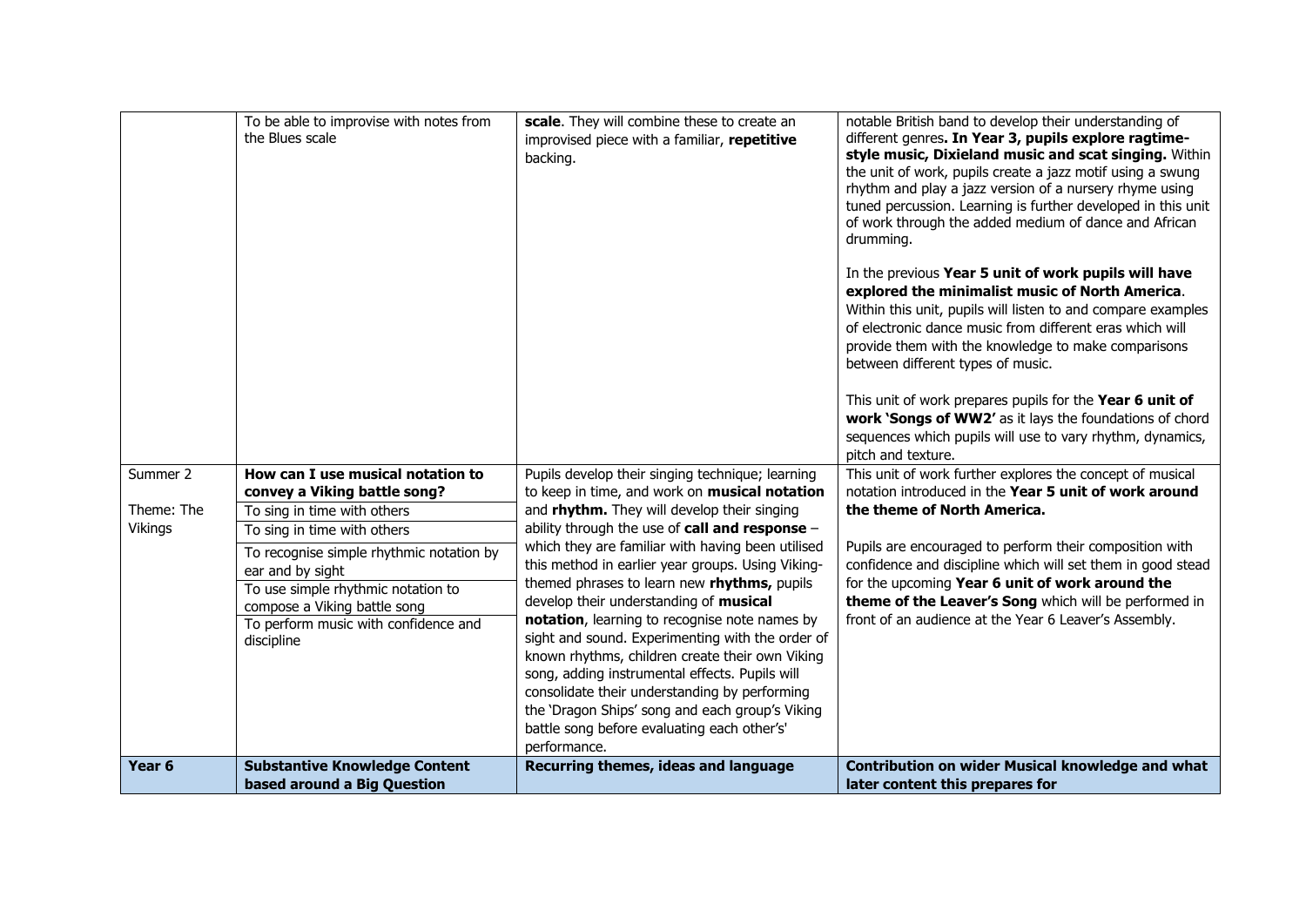|  |  |  |  |
|---|---|---|---|
|  | To be able to improvise with notes from the Blues scale | **scale**. They will combine these to create an improvised piece with a familiar, **repetitive** backing. | notable British band to develop their understanding of different genres**. In Year 3, pupils explore ragtime-style music, Dixieland music and scat singing.** Within the unit of work, pupils create a jazz motif using a swung rhythm and play a jazz version of a nursery rhyme using tuned percussion. Learning is further developed in this unit of work through the added medium of dance and African drumming.<br><br>In the previous **Year 5 unit of work pupils will have explored the minimalist music of North America**. Within this unit, pupils will listen to and compare examples of electronic dance music from different eras which will provide them with the knowledge to make comparisons between different types of music.<br><br>This unit of work prepares pupils for the **Year 6 unit of work 'Songs of WW2'** as it lays the foundations of chord sequences which pupils will use to vary rhythm, dynamics, pitch and texture. |
| Summer 2<br><br>Theme: The Vikings | **How can I use musical notation to convey a Viking battle song?**<br>To sing in time with others<br>To sing in time with others<br>To recognise simple rhythmic notation by ear and by sight<br>To use simple rhythmic notation to compose a Viking battle song<br>To perform music with confidence and discipline | Pupils develop their singing technique; learning to keep in time, and work on **musical notation** and **rhythm.** They will develop their singing ability through the use of **call and response** – which they are familiar with having been utilised this method in earlier year groups. Using Viking-themed phrases to learn new **rhythms,** pupils develop their understanding of **musical notation**, learning to recognise note names by sight and sound. Experimenting with the order of known rhythms, children create their own Viking song, adding instrumental effects. Pupils will consolidate their understanding by performing the 'Dragon Ships' song and each group's Viking battle song before evaluating each other's' performance. | This unit of work further explores the concept of musical notation introduced in the **Year 5 unit of work around the theme of North America.**<br><br>Pupils are encouraged to perform their composition with confidence and discipline which will set them in good stead for the upcoming **Year 6 unit of work around the theme of the Leaver's Song** which will be performed in front of an audience at the Year 6 Leaver's Assembly. |
| **Year 6** | **Substantive Knowledge Content based around a Big Question** | **Recurring themes, ideas and language** | **Contribution on wider Musical knowledge and what later content this prepares for** |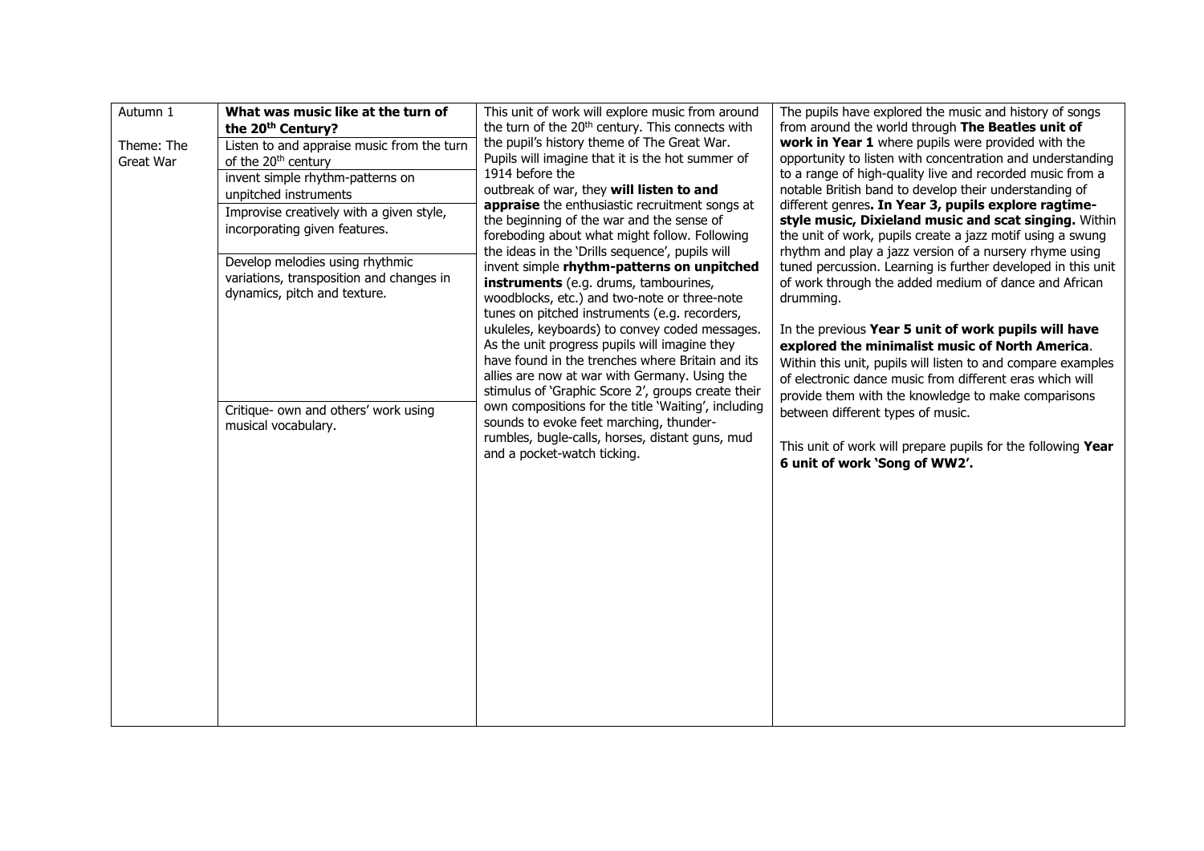| | | | |
|---|---|---|---|
| Autumn 1<br><br>Theme: The Great War | **What was music like at the turn of the 20th Century?**<br><br>Listen to and appraise music from the turn of the 20th century<br><br>invent simple rhythm-patterns on unpitched instruments<br><br>Improvise creatively with a given style, incorporating given features.<br><br>Develop melodies using rhythmic variations, transposition and changes in dynamics, pitch and texture.<br><br>Critique- own and others' work using musical vocabulary. | This unit of work will explore music from around the turn of the 20th century. This connects with the pupil's history theme of The Great War. Pupils will imagine that it is the hot summer of 1914 before the outbreak of war, they **will listen to and appraise** the enthusiastic recruitment songs at the beginning of the war and the sense of foreboding about what might follow. Following the ideas in the 'Drills sequence', pupils will invent simple **rhythm-patterns on unpitched instruments** (e.g. drums, tambourines, woodblocks, etc.) and two-note or three-note tunes on pitched instruments (e.g. recorders, ukuleles, keyboards) to convey coded messages. As the unit progress pupils will imagine they have found in the trenches where Britain and its allies are now at war with Germany. Using the stimulus of 'Graphic Score 2', groups create their own compositions for the title 'Waiting', including sounds to evoke feet marching, thunder-rumbles, bugle-calls, horses, distant guns, mud and a pocket-watch ticking. | The pupils have explored the music and history of songs from around the world through **The Beatles unit of work in Year 1** where pupils were provided with the opportunity to listen with concentration and understanding to a range of high-quality live and recorded music from a notable British band to develop their understanding of different genres**. In Year 3, pupils explore ragtime-style music, Dixieland music and scat singing.** Within the unit of work, pupils create a jazz motif using a swung rhythm and play a jazz version of a nursery rhyme using tuned percussion. Learning is further developed in this unit of work through the added medium of dance and African drumming.<br><br>In the previous **Year 5 unit of work pupils will have explored the minimalist music of North America**. Within this unit, pupils will listen to and compare examples of electronic dance music from different eras which will provide them with the knowledge to make comparisons between different types of music.<br><br>This unit of work will prepare pupils for the following **Year 6 unit of work 'Song of WW2'.** |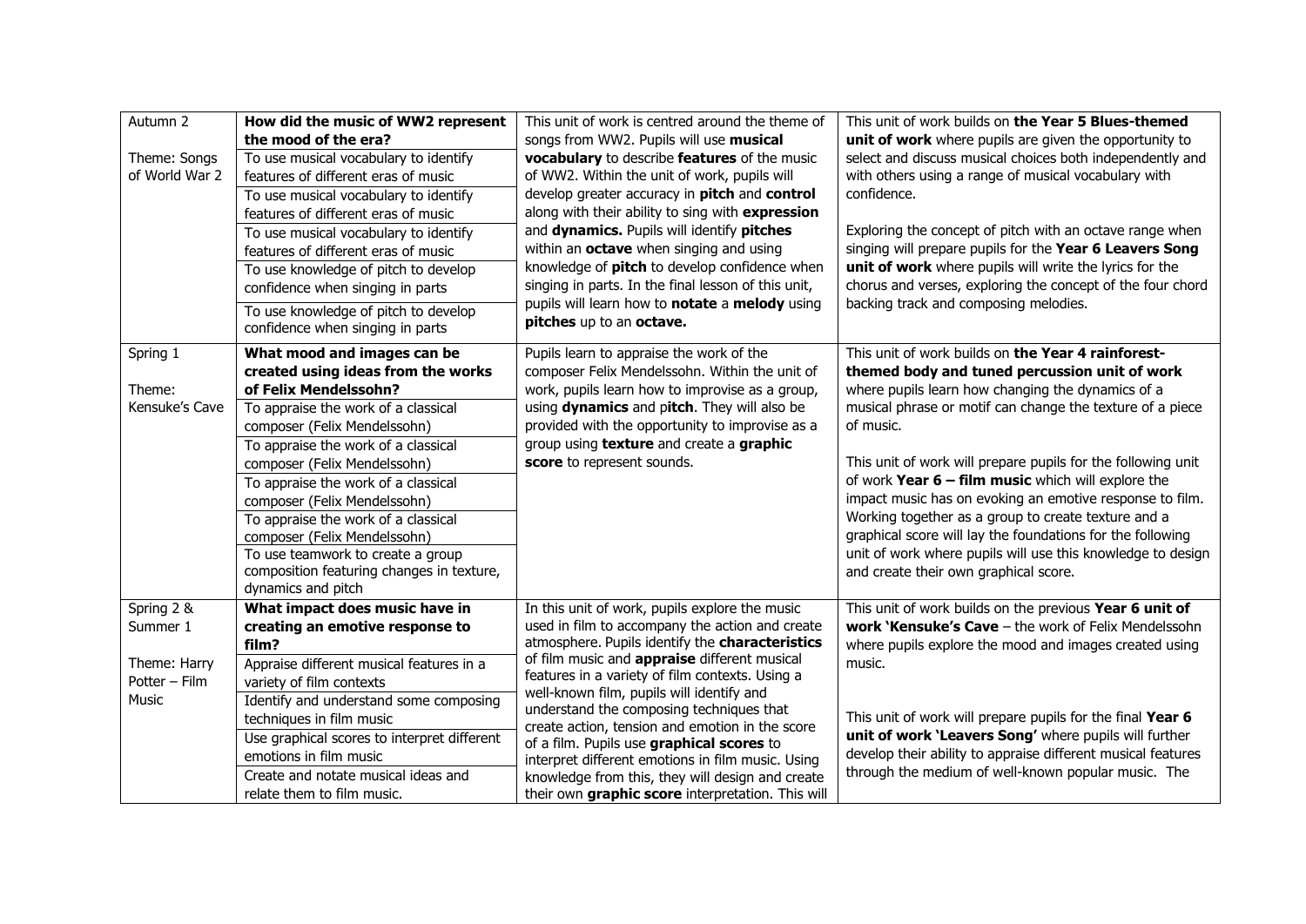| | | | |
|---|---|---|---|
| Autumn 2<br><br>Theme: Songs of World War 2 | **How did the music of WW2 represent the mood of the era?**<br>To use musical vocabulary to identify features of different eras of music<br>To use musical vocabulary to identify features of different eras of music<br>To use musical vocabulary to identify features of different eras of music<br>To use knowledge of pitch to develop confidence when singing in parts<br>To use knowledge of pitch to develop confidence when singing in parts | This unit of work is centred around the theme of songs from WW2. Pupils will use **musical vocabulary** to describe **features** of the music of WW2. Within the unit of work, pupils will develop greater accuracy in **pitch** and **control** along with their ability to sing with **expression** and **dynamics.** Pupils will identify **pitches** within an **octave** when singing and using knowledge of **pitch** to develop confidence when singing in parts. In the final lesson of this unit, pupils will learn how to **notate** a **melody** using **pitches** up to an **octave.** | This unit of work builds on **the Year 5 Blues-themed unit of work** where pupils are given the opportunity to select and discuss musical choices both independently and with others using a range of musical vocabulary with confidence.<br><br>Exploring the concept of pitch with an octave range when singing will prepare pupils for the **Year 6 Leavers Song unit of work** where pupils will write the lyrics for the chorus and verses, exploring the concept of the four chord backing track and composing melodies. |
| Spring 1<br><br>Theme: Kensuke's Cave | **What mood and images can be created using ideas from the works of Felix Mendelssohn?**<br>To appraise the work of a classical composer (Felix Mendelssohn)<br>To appraise the work of a classical composer (Felix Mendelssohn)<br>To appraise the work of a classical composer (Felix Mendelssohn)<br>To appraise the work of a classical composer (Felix Mendelssohn)<br>To use teamwork to create a group composition featuring changes in texture, dynamics and pitch | Pupils learn to appraise the work of the composer Felix Mendelssohn. Within the unit of work, pupils learn how to improvise as a group, using **dynamics** and p**itch**. They will also be provided with the opportunity to improvise as a group using **texture** and create a **graphic score** to represent sounds. | This unit of work builds on **the Year 4 rainforest-themed body and tuned percussion unit of work** where pupils learn how changing the dynamics of a musical phrase or motif can change the texture of a piece of music.<br><br>This unit of work will prepare pupils for the following unit of work **Year 6 – film music** which will explore the impact music has on evoking an emotive response to film. Working together as a group to create texture and a graphical score will lay the foundations for the following unit of work where pupils will use this knowledge to design and create their own graphical score. |
| Spring 2 & Summer 1<br><br>Theme: Harry Potter – Film Music | **What impact does music have in creating an emotive response to film?**<br>Appraise different musical features in a variety of film contexts<br>Identify and understand some composing techniques in film music<br>Use graphical scores to interpret different emotions in film music<br>Create and notate musical ideas and relate them to film music. | In this unit of work, pupils explore the music used in film to accompany the action and create atmosphere. Pupils identify the **characteristics** of film music and **appraise** different musical features in a variety of film contexts. Using a well-known film, pupils will identify and understand the composing techniques that create action, tension and emotion in the score of a film. Pupils use **graphical scores** to interpret different emotions in film music. Using knowledge from this, they will design and create their own **graphic score** interpretation. This will | This unit of work builds on the previous **Year 6 unit of work 'Kensuke's Cave** – the work of Felix Mendelssohn where pupils explore the mood and images created using music.<br><br>This unit of work will prepare pupils for the final **Year 6 unit of work 'Leavers Song'** where pupils will further develop their ability to appraise different musical features through the medium of well-known popular music. The |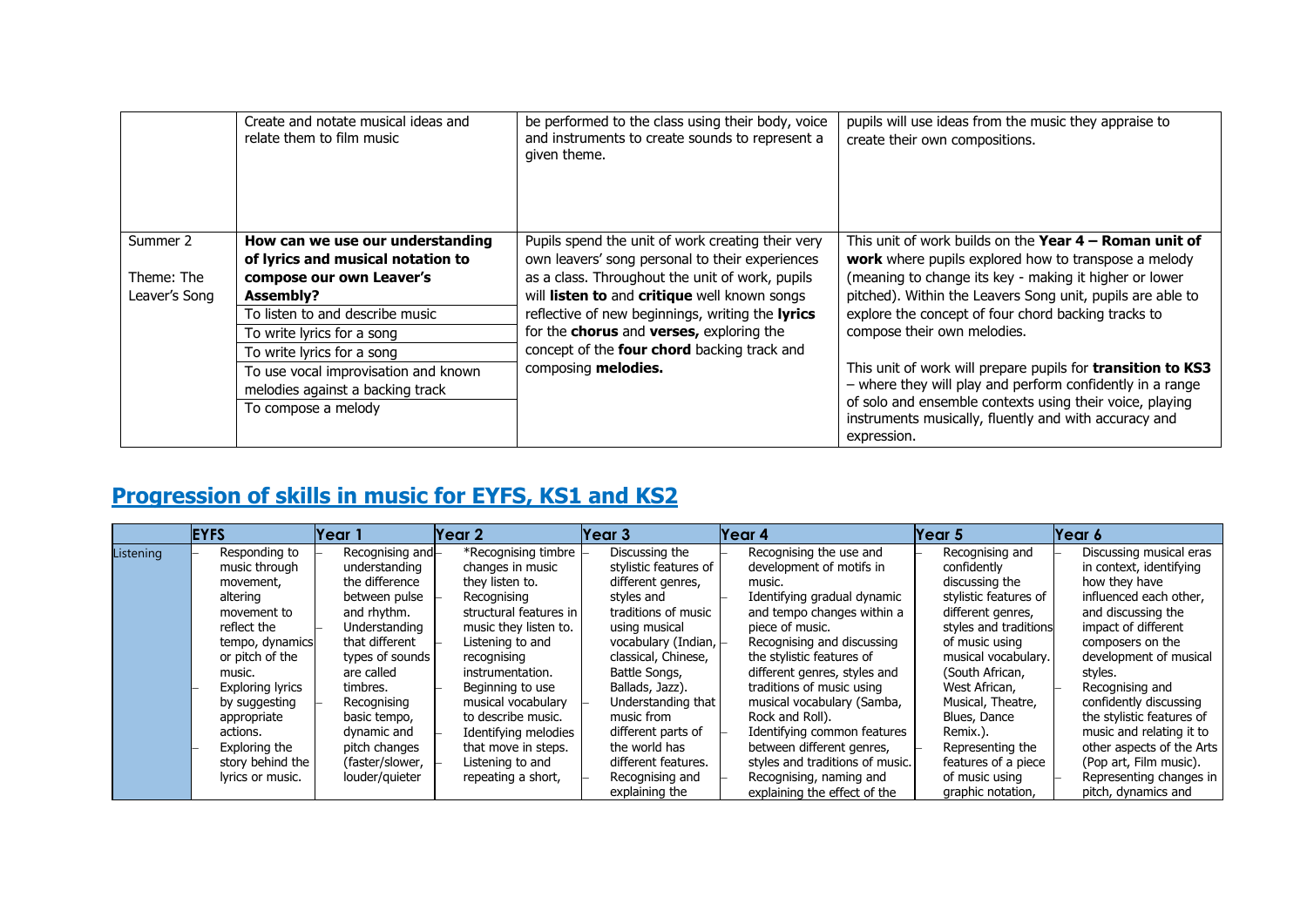|  | Create and notate musical ideas and relate them to film music | be performed to the class using their body, voice and instruments to create sounds to represent a given theme. | pupils will use ideas from the music they appraise to create their own compositions. |
|---|---|---|---|
| Summer 2<br><br>Theme: The Leaver's Song | **How can we use our understanding of lyrics and musical notation to compose our own Leaver's Assembly?**<br>To listen to and describe music<br>To write lyrics for a song<br>To write lyrics for a song<br>To use vocal improvisation and known melodies against a backing track<br>To compose a melody | Pupils spend the unit of work creating their very own leavers' song personal to their experiences as a class. Throughout the unit of work, pupils will **listen to** and **critique** well known songs reflective of new beginnings, writing the **lyrics** for the **chorus** and **verses,** exploring the concept of the **four chord** backing track and composing **melodies.** | This unit of work builds on the **Year 4 – Roman unit of work** where pupils explored how to transpose a melody (meaning to change its key - making it higher or lower pitched). Within the Leavers Song unit, pupils are able to explore the concept of four chord backing tracks to compose their own melodies.<br><br>This unit of work will prepare pupils for **transition to KS3** – where they will play and perform confidently in a range of solo and ensemble contexts using their voice, playing instruments musically, fluently and with accuracy and expression. |

## Progression of skills in music for EYFS, KS1 and KS2

|  | EYFS | Year 1 | Year 2 | Year 3 | Year 4 | Year 5 | Year 6 |
|---|---|---|---|---|---|---|---|
| Listening | – Responding to music through movement, altering movement to reflect the tempo, dynamics or pitch of the music.<br>– Exploring lyrics by suggesting appropriate actions.<br>– Exploring the story behind the lyrics or music. | – Recognising and understanding the difference between pulse and rhythm.<br>– Understanding that different types of sounds are called timbres.<br>– Recognising basic tempo, dynamic and pitch changes (faster/slower, louder/quieter | – *Recognising timbre changes in music they listen to.<br>– Recognising structural features in music they listen to.<br>– Listening to and recognising instrumentation.<br>– Beginning to use musical vocabulary to describe music.<br>– Identifying melodies that move in steps.<br>– Listening to and repeating a short, | – Discussing the stylistic features of different genres, styles and traditions of music using musical vocabulary (Indian, classical, Chinese, Battle Songs, Ballads, Jazz).<br>– Understanding that music from different parts of the world has different features.<br>– Recognising and explaining the | – Recognising the use and development of motifs in music.<br>– Identifying gradual dynamic and tempo changes within a piece of music.<br>– Recognising and discussing the stylistic features of different genres, styles and traditions of music using musical vocabulary (Samba, Rock and Roll).<br>– Identifying common features between different genres, styles and traditions of music.<br>– Recognising, naming and explaining the effect of the | – Recognising and confidently discussing the stylistic features of different genres, styles and traditions of music using musical vocabulary. (South African, West African, Musical, Theatre, Blues, Dance Remix.).<br>– Representing the features of a piece of music using graphic notation, | – Discussing musical eras in context, identifying how they have influenced each other, and discussing the impact of different composers on the development of musical styles.<br>– Recognising and confidently discussing the stylistic features of music and relating it to other aspects of the Arts (Pop art, Film music).<br>– Representing changes in pitch, dynamics and |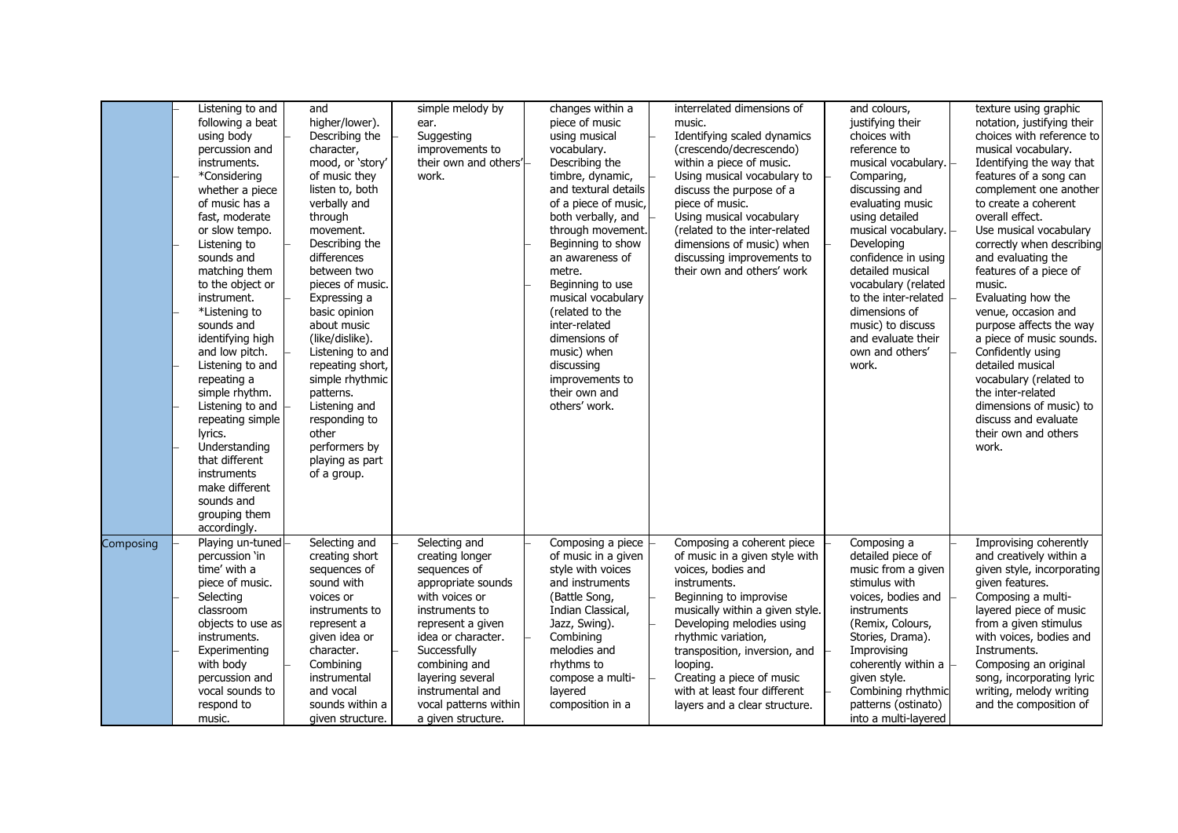| | | | | | | | |
|---|---|---|---|---|---|---|---|
| | – Listening to and following a beat using body percussion and instruments.<br>– *Considering whether a piece of music has a fast, moderate or slow tempo.<br>– Listening to sounds and matching them to the object or instrument.<br>– *Listening to sounds and identifying high and low pitch.<br>– Listening to and repeating a simple rhythm.<br>– Listening to and repeating simple lyrics.<br>– Understanding that different instruments make different sounds and grouping them accordingly. | and higher/lower).<br>– Describing the character, mood, or 'story' of music they listen to, both verbally and through movement.<br>– Describing the differences between two pieces of music.<br>– Expressing a basic opinion about music (like/dislike).<br>– Listening to and repeating short, simple rhythmic patterns.<br>– Listening and responding to other performers by playing as part of a group. | simple melody by ear.<br>– Suggesting improvements to their own and others' work. | changes within a piece of music using musical vocabulary.<br>– Describing the timbre, dynamic, and textural details of a piece of music, both verbally, and through movement.<br>– Beginning to show an awareness of metre.<br>– Beginning to use musical vocabulary (related to the inter-related dimensions of music) when discussing improvements to their own and others' work. | interrelated dimensions of music.<br>– Identifying scaled dynamics (crescendo/decrescendo) within a piece of music.<br>– Using musical vocabulary to discuss the purpose of a piece of music.<br>– Using musical vocabulary (related to the inter-related dimensions of music) when discussing improvements to their own and others' work | and colours, justifying their choices with reference to musical vocabulary.<br>– Comparing, discussing and evaluating music using detailed musical vocabulary.<br>– Developing confidence in using detailed musical vocabulary (related to the inter-related dimensions of music) to discuss and evaluate their own and others' work. | texture using graphic notation, justifying their choices with reference to musical vocabulary.<br>– Identifying the way that features of a song can complement one another to create a coherent overall effect.<br>– Use musical vocabulary correctly when describing and evaluating the features of a piece of music.<br>– Evaluating how the venue, occasion and purpose affects the way a piece of music sounds.<br>– Confidently using detailed musical vocabulary (related to the inter-related dimensions of music) to discuss and evaluate their own and others work. |
| Composing | – Playing un-tuned percussion 'in time' with a piece of music.<br>– Selecting classroom objects to use as instruments.<br>– Experimenting with body percussion and vocal sounds to respond to music. | – Selecting and creating short sequences of sound with voices or instruments to represent a given idea or character.<br>– Combining instrumental and vocal sounds within a given structure. | – Selecting and creating longer sequences of appropriate sounds with voices or instruments to represent a given idea or character.<br>– Successfully combining and layering several instrumental and vocal patterns within a given structure. | – Composing a piece of music in a given style with voices and instruments (Battle Song, Indian Classical, Jazz, Swing).<br>– Combining melodies and rhythms to compose a multi-layered composition in a | – Composing a coherent piece of music in a given style with voices, bodies and instruments.<br>– Beginning to improvise musically within a given style.<br>– Developing melodies using rhythmic variation, transposition, inversion, and looping.<br>– Creating a piece of music with at least four different layers and a clear structure. | – Composing a detailed piece of music from a given stimulus with voices, bodies and instruments (Remix, Colours, Stories, Drama).<br>– Improvising coherently within a given style.<br>– Combining rhythmic patterns (ostinato) into a multi-layered | – Improvising coherently and creatively within a given style, incorporating given features.<br>– Composing a multi-layered piece of music from a given stimulus with voices, bodies and Instruments.<br>– Composing an original song, incorporating lyric writing, melody writing and the composition of |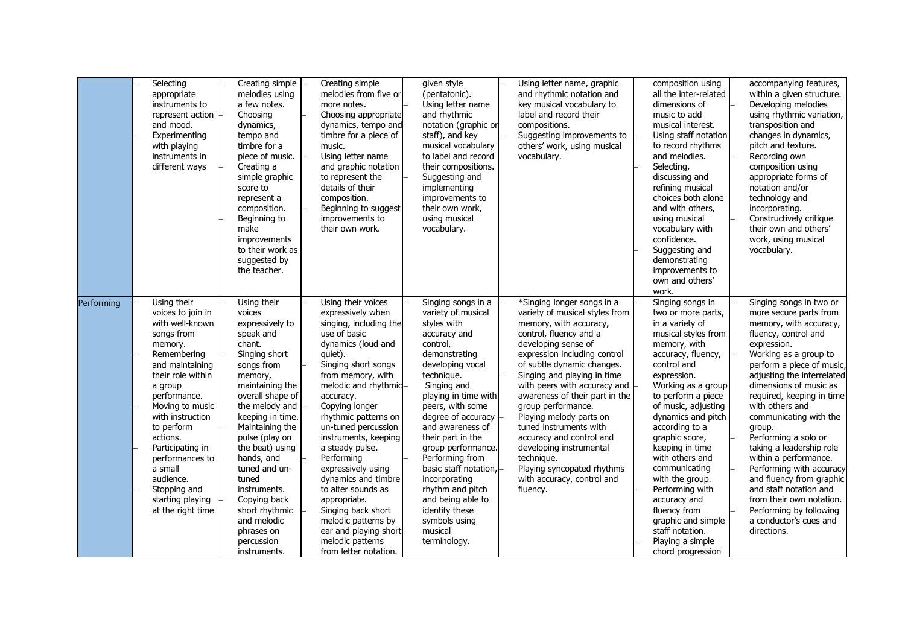| | | | | | | | |
|---|---|---|---|---|---|---|---|
| | - Selecting appropriate instruments to represent action and mood. - Experimenting with playing instruments in different ways | - Creating simple melodies using a few notes. - Choosing dynamics, tempo and timbre for a piece of music. - Creating a simple graphic score to represent a composition. - Beginning to make improvements to their work as suggested by the teacher. | - Creating simple melodies from five or more notes. - Choosing appropriate dynamics, tempo and timbre for a piece of music. - Using letter name and graphic notation to represent the details of their composition. - Beginning to suggest improvements to their own work. | given style (pentatonic). - Using letter name and rhythmic notation (graphic or staff), and key musical vocabulary to label and record their compositions. - Suggesting and implementing improvements to their own work, using musical vocabulary. | - Using letter name, graphic and rhythmic notation and key musical vocabulary to label and record their compositions. - Suggesting improvements to others' work, using musical vocabulary. | composition using all the inter-related dimensions of music to add musical interest. - Using staff notation to record rhythms and melodies. - Selecting, discussing and refining musical choices both alone and with others, using musical vocabulary with confidence. - Suggesting and demonstrating improvements to own and others' work. | accompanying features, within a given structure. - Developing melodies using rhythmic variation, transposition and changes in dynamics, pitch and texture. - Recording own composition using appropriate forms of notation and/or technology and incorporating. - Constructively critique their own and others' work, using musical vocabulary. |
| Performing | - Using their voices to join in with well-known songs from memory. - Remembering and maintaining their role within a group performance. - Moving to music with instruction to perform actions. - Participating in performances to a small audience. - Stopping and starting playing at the right time | - Using their voices expressively to speak and chant. - Singing short songs from memory, maintaining the overall shape of the melody and keeping in time. - Maintaining the pulse (play on the beat) using hands, and tuned and un-tuned instruments. - Copying back short rhythmic and melodic phrases on percussion instruments. | - Using their voices expressively when singing, including the use of basic dynamics (loud and quiet). - Singing short songs from memory, with melodic and rhythmic accuracy. - Copying longer rhythmic patterns on un-tuned percussion instruments, keeping a steady pulse. - Performing expressively using dynamics and timbre to alter sounds as appropriate. - Singing back short melodic patterns by ear and playing short melodic patterns from letter notation. | - Singing songs in a variety of musical styles with accuracy and control, demonstrating developing vocal technique. - Singing and playing in time with peers, with some degree of accuracy and awareness of their part in the group performance. - Performing from basic staff notation, incorporating rhythm and pitch and being able to identify these symbols using musical terminology. | - *Singing longer songs in a variety of musical styles from memory, with accuracy, control, fluency and a developing sense of expression including control of subtle dynamic changes. - Singing and playing in time with peers with accuracy and awareness of their part in the group performance. - Playing melody parts on tuned instruments with accuracy and control and developing instrumental technique. - Playing syncopated rhythms with accuracy, control and fluency. | - Singing songs in two or more parts, in a variety of musical styles from memory, with accuracy, fluency, control and expression. - Working as a group to perform a piece of music, adjusting dynamics and pitch according to a graphic score, keeping in time with others and communicating with the group. - Performing with accuracy and fluency from graphic and simple staff notation. - Playing a simple chord progression | - Singing songs in two or more secure parts from memory, with accuracy, fluency, control and expression. - Working as a group to perform a piece of music, adjusting the interrelated dimensions of music as required, keeping in time with others and communicating with the group. - Performing a solo or taking a leadership role within a performance. - Performing with accuracy and fluency from graphic and staff notation and from their own notation. - Performing by following a conductor's cues and directions. |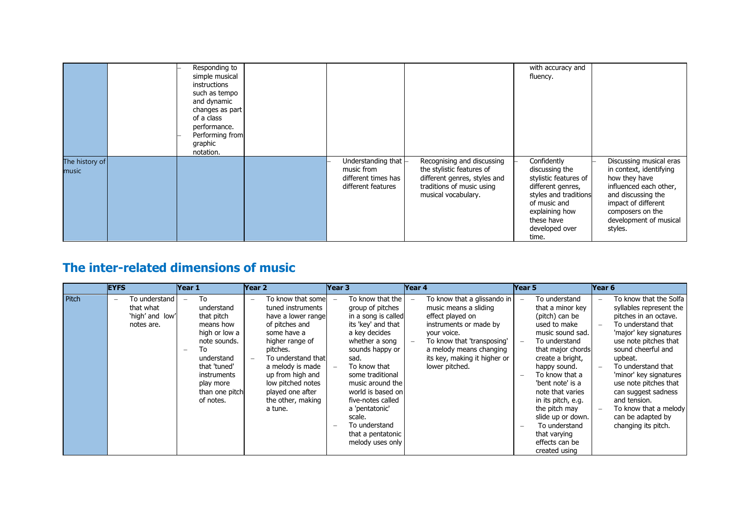| | | | | | | | |
|---|---|---|---|---|---|---|---|
| | | – Responding to simple musical instructions such as tempo and dynamic changes as part of a class performance.<br>– Performing from graphic notation. | | | | with accuracy and fluency. | |
| The history of music | | | | – Understanding that music from different times has different features | – Recognising and discussing the stylistic features of different genres, styles and traditions of music using musical vocabulary. | – Confidently discussing the stylistic features of different genres, styles and traditions of music and explaining how these have developed over time. | – Discussing musical eras in context, identifying how they have influenced each other, and discussing the impact of different composers on the development of musical styles. |

## The inter-related dimensions of music

| | EYFS | Year 1 | Year 2 | Year 3 | Year 4 | Year 5 | Year 6 |
|---|---|---|---|---|---|---|---|
| Pitch | – To understand that what 'high' and low' notes are. | – To understand that pitch means how high or low a note sounds.<br>– To understand that 'tuned' instruments play more than one pitch of notes. | – To know that some tuned instruments have a lower range of pitches and some have a higher range of pitches.<br>– To understand that a melody is made up from high and low pitched notes played one after the other, making a tune. | – To know that the group of pitches in a song is called its 'key' and that a key decides whether a song sounds happy or sad.<br>– To know that some traditional music around the world is based on five-notes called a 'pentatonic' scale.<br>– To understand that a pentatonic melody uses only | – To know that a glissando in music means a sliding effect played on instruments or made by your voice.<br>– To know that 'transposing' a melody means changing its key, making it higher or lower pitched. | – To understand that a minor key (pitch) can be used to make music sound sad.<br>– To understand that major chords create a bright, happy sound.<br>– To know that a 'bent note' is a note that varies in its pitch, e.g. the pitch may slide up or down.<br>– To understand that varying effects can be created using | – To know that the Solfa syllables represent the pitches in an octave.<br>– To understand that 'major' key signatures use note pitches that sound cheerful and upbeat.<br>– To understand that 'minor' key signatures use note pitches that can suggest sadness and tension.<br>– To know that a melody can be adapted by changing its pitch. |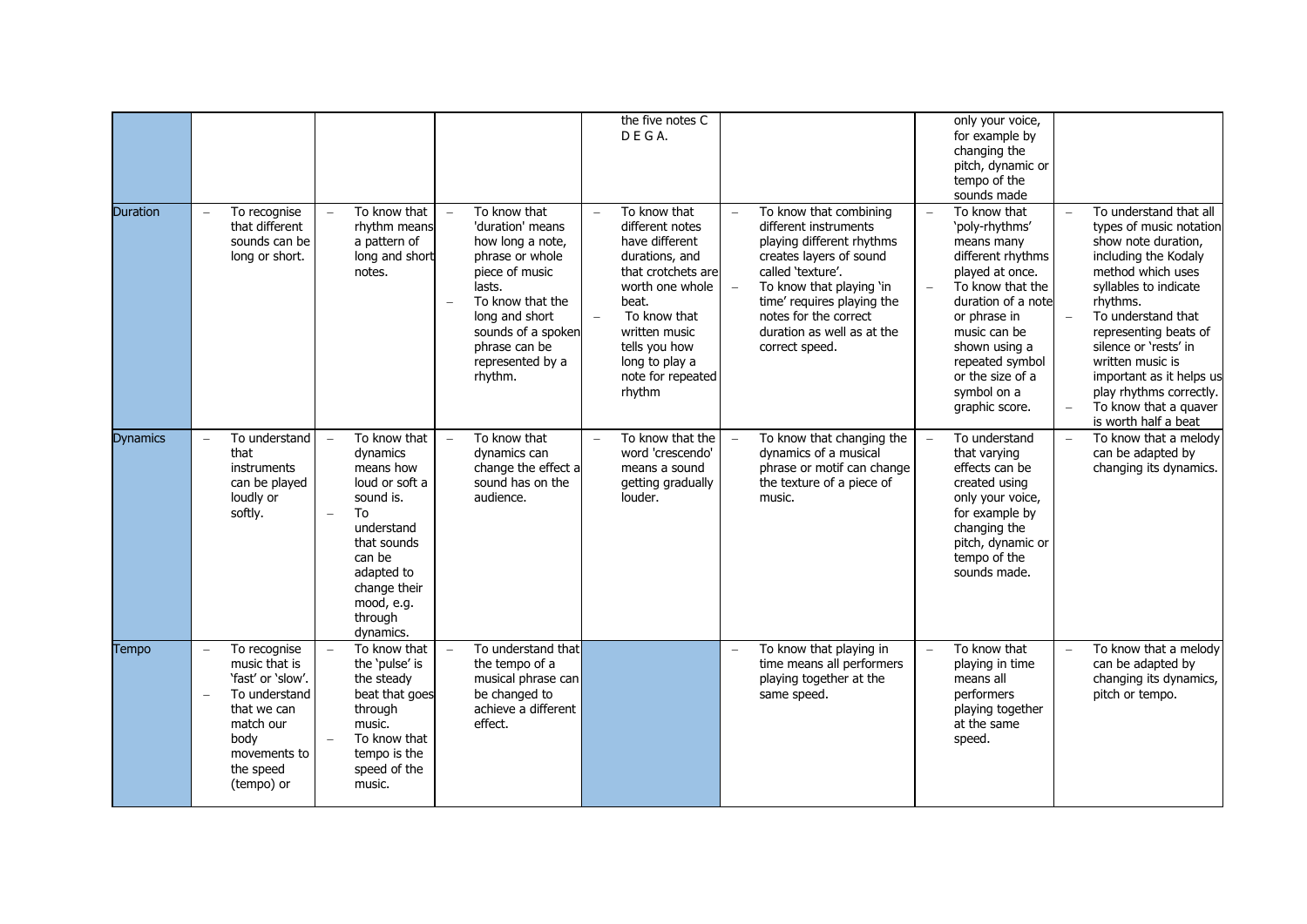| | | | | | | | |
|---|---|---|---|---|---|---|---|
| | | | | the five notes C D E G A. | | only your voice, for example by changing the pitch, dynamic or tempo of the sounds made | |
| Duration | – To recognise that different sounds can be long or short. | – To know that rhythm means a pattern of long and short notes. | – To know that 'duration' means how long a note, phrase or whole piece of music lasts.<br>– To know that the long and short sounds of a spoken phrase can be represented by a rhythm. | – To know that different notes have different durations, and that crotchets are worth one whole beat.<br>– To know that written music tells you how long to play a note for repeated rhythm | – To know that combining different instruments playing different rhythms creates layers of sound called 'texture'.<br>– To know that playing 'in time' requires playing the notes for the correct duration as well as at the correct speed. | – To know that 'poly-rhythms' means many different rhythms played at once.<br>– To know that the duration of a note or phrase in music can be shown using a repeated symbol or the size of a symbol on a graphic score. | – To understand that all types of music notation show note duration, including the Kodaly method which uses syllables to indicate rhythms.<br>– To understand that representing beats of silence or 'rests' in written music is important as it helps us play rhythms correctly.<br>– To know that a quaver is worth half a beat |
| Dynamics | – To understand that instruments can be played loudly or softly. | – To know that dynamics means how loud or soft a sound is.<br>– To understand that sounds can be adapted to change their mood, e.g. through dynamics. | – To know that dynamics can change the effect a sound has on the audience. | – To know that the word 'crescendo' means a sound getting gradually louder. | – To know that changing the dynamics of a musical phrase or motif can change the texture of a piece of music. | – To understand that varying effects can be created using only your voice, for example by changing the pitch, dynamic or tempo of the sounds made. | – To know that a melody can be adapted by changing its dynamics. |
| Tempo | – To recognise music that is 'fast' or 'slow'.<br>– To understand that we can match our body movements to the speed (tempo) or | – To know that the 'pulse' is the steady beat that goes through music.<br>– To know that tempo is the speed of the music. | – To understand that the tempo of a musical phrase can be changed to achieve a different effect. | | – To know that playing in time means all performers playing together at the same speed. | – To know that playing in time means all performers playing together at the same speed. | – To know that a melody can be adapted by changing its dynamics, pitch or tempo. |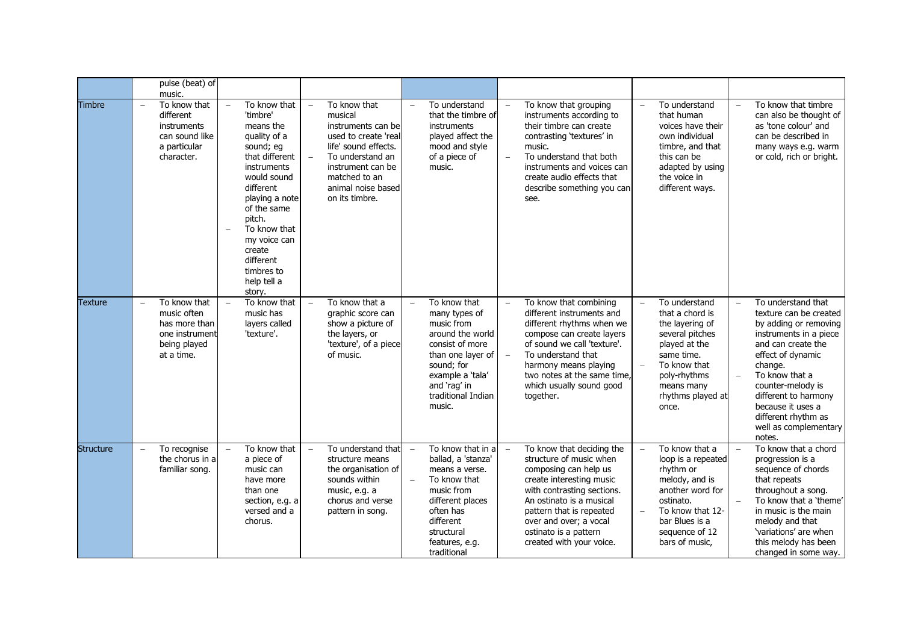| | | | | | | | |
|---|---|---|---|---|---|---|---|
| | pulse (beat) of music. | | | | | | |
| Timbre | – To know that different instruments can sound like a particular character. | – To know that 'timbre' means the quality of a sound; eg that different instruments would sound different playing a note of the same pitch.<br>– To know that my voice can create different timbres to help tell a story. | – To know that musical instruments can be used to create 'real life' sound effects.<br>– To understand an instrument can be matched to an animal noise based on its timbre. | – To understand that the timbre of instruments played affect the mood and style of a piece of music. | – To know that grouping instruments according to their timbre can create contrasting 'textures' in music.<br>– To understand that both instruments and voices can create audio effects that describe something you can see. | – To understand that human voices have their own individual timbre, and that this can be adapted by using the voice in different ways. | – To know that timbre can also be thought of as 'tone colour' and can be described in many ways e.g. warm or cold, rich or bright. |
| Texture | – To know that music often has more than one instrument being played at a time. | – To know that music has layers called 'texture'. | – To know that a graphic score can show a picture of the layers, or 'texture', of a piece of music. | – To know that many types of music from around the world consist of more than one layer of sound; for example a 'tala' and 'rag' in traditional Indian music. | – To know that combining different instruments and different rhythms when we compose can create layers of sound we call 'texture'.<br>– To understand that harmony means playing two notes at the same time, which usually sound good together. | – To understand that a chord is the layering of several pitches played at the same time.<br>– To know that poly-rhythms means many rhythms played at once. | – To understand that texture can be created by adding or removing instruments in a piece and can create the effect of dynamic change.<br>– To know that a counter-melody is different to harmony because it uses a different rhythm as well as complementary notes. |
| Structure | – To recognise the chorus in a familiar song. | – To know that a piece of music can have more than one section, e.g. a versed and a chorus. | – To understand that structure means the organisation of sounds within music, e.g. a chorus and verse pattern in song. | – To know that in a ballad, a 'stanza' means a verse.<br>– To know that music from different places often has different structural features, e.g. traditional | – To know that deciding the structure of music when composing can help us create interesting music with contrasting sections. An ostinato is a musical pattern that is repeated over and over; a vocal ostinato is a pattern created with your voice. | – To know that a loop is a repeated rhythm or melody, and is another word for ostinato.<br>– To know that 12-bar Blues is a sequence of 12 bars of music, | – To know that a chord progression is a sequence of chords that repeats throughout a song.<br>– To know that a 'theme' in music is the main melody and that 'variations' are when this melody has been changed in some way. |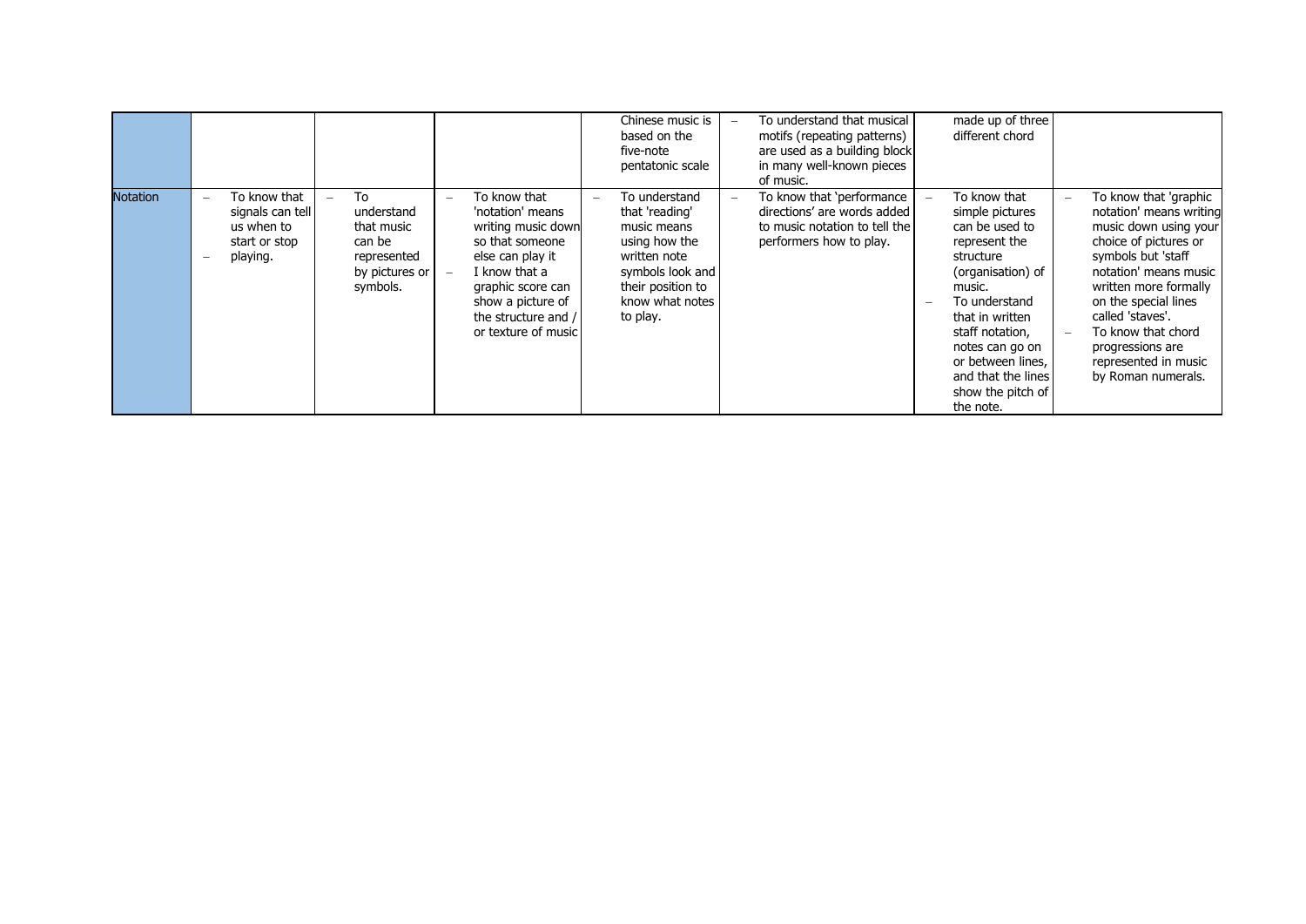| | | | | | | | |
|---|---|---|---|---|---|---|---|
| | | | | Chinese music is based on the five-note pentatonic scale | – To understand that musical motifs (repeating patterns) are used as a building block in many well-known pieces of music. | made up of three different chord | |
| Notation | – To know that signals can tell us when to start or stop – playing. | – To understand that music can be represented by pictures or symbols. | – To know that 'notation' means writing music down so that someone else can play it – I know that a graphic score can show a picture of the structure and / or texture of music | – To understand that 'reading' music means using how the written note symbols look and their position to know what notes to play. | – To know that 'performance directions' are words added to music notation to tell the performers how to play. | – To know that simple pictures can be used to represent the structure (organisation) of music. – To understand that in written staff notation, notes can go on or between lines, and that the lines show the pitch of the note. | – To know that 'graphic notation' means writing music down using your choice of pictures or symbols but 'staff notation' means music written more formally on the special lines called 'staves'. – To know that chord progressions are represented in music by Roman numerals. |